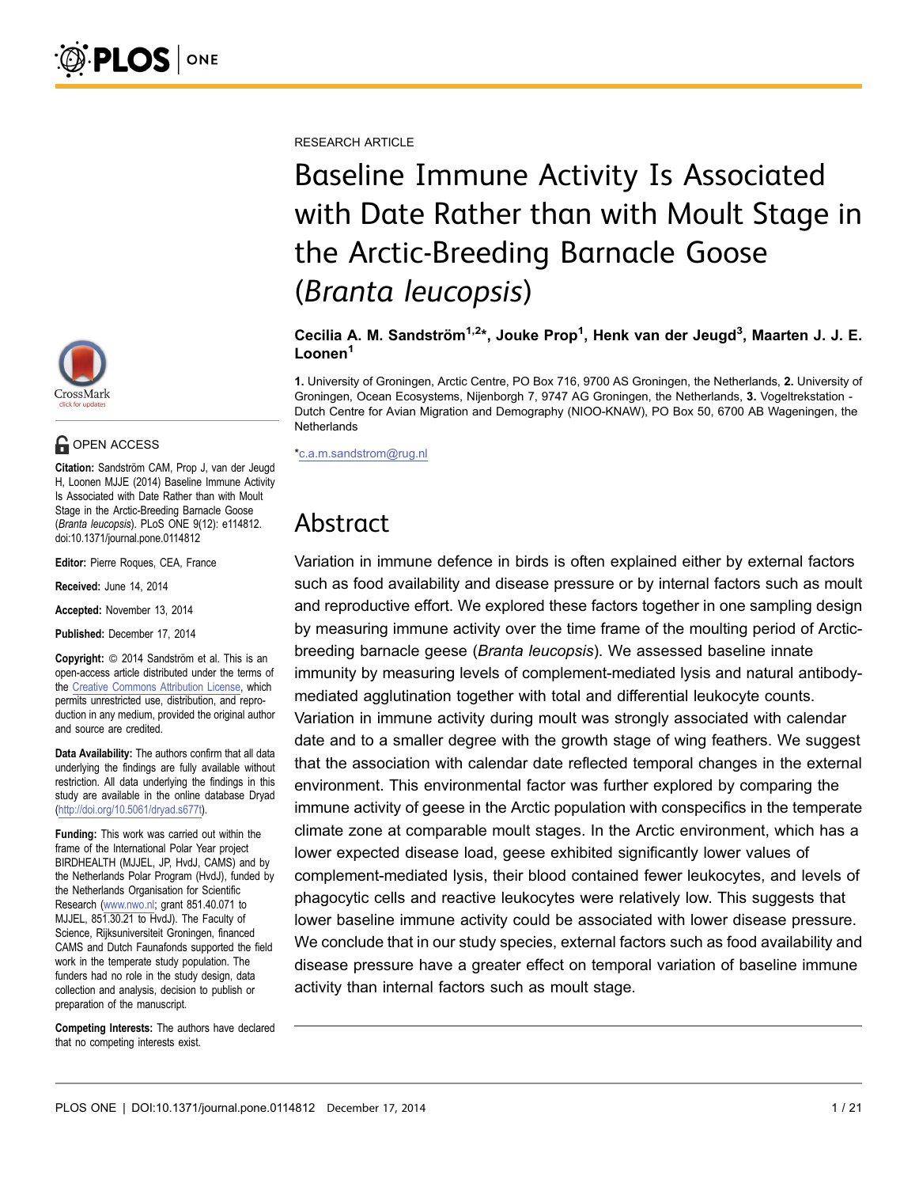RESEARCH ARTICLE

# Baseline Immune Activity Is Associated with Date Rather than with Moult Stage in the Arctic-Breeding Barnacle Goose (*Branta leucopsis*)

**Cecilia A. M. Sandström[1,2]*, Jouke Prop[1], Henk van der Jeugd[3], Maarten J. J. E. Loonen[1]**

1. University of Groningen, Arctic Centre, PO Box 716, 9700 AS Groningen, the Netherlands, 2. University of Groningen, Ocean Ecosystems, Nijenborgh 7, 9747 AG Groningen, the Netherlands, 3. Vogeltrekstation - Dutch Centre for Avian Migration and Demography (NIOO-KNAW), PO Box 50, 6700 AB Wageningen, the Netherlands

*c.a.m.sandstrom@rug.nl

OPEN ACCESS

**Citation:** Sandström CAM, Prop J, van der Jeugd H, Loonen MJJE (2014) Baseline Immune Activity Is Associated with Date Rather than with Moult Stage in the Arctic-Breeding Barnacle Goose (*Branta leucopsis*). PLoS ONE 9(12): e114812. doi:10.1371/journal.pone.0114812

**Editor:** Pierre Roques, CEA, France

**Received:** June 14, 2014

**Accepted:** November 13, 2014

**Published:** December 17, 2014

**Copyright:** © 2014 Sandström et al. This is an open-access article distributed under the terms of the Creative Commons Attribution License, which permits unrestricted use, distribution, and reproduction in any medium, provided the original author and source are credited.

**Data Availability:** The authors confirm that all data underlying the findings are fully available without restriction. All data underlying the findings in this study are available in the online database Dryad (http://doi.org/10.5061/dryad.s677t).

**Funding:** This work was carried out within the frame of the International Polar Year project BIRDHEALTH (MJJEL, JP, HvdJ, CAMS) and by the Netherlands Polar Program (HvdJ), funded by the Netherlands Organisation for Scientific Research (www.nwo.nl; grant 851.40.071 to MJJEL, 851.30.21 to HvdJ). The Faculty of Science, Rijksuniversiteit Groningen, financed CAMS and Dutch Faunafonds supported the field work in the temperate study population. The funders had no role in the study design, data collection and analysis, decision to publish or preparation of the manuscript.

**Competing Interests:** The authors have declared that no competing interests exist.

## Abstract

Variation in immune defence in birds is often explained either by external factors such as food availability and disease pressure or by internal factors such as moult and reproductive effort. We explored these factors together in one sampling design by measuring immune activity over the time frame of the moulting period of Arctic-breeding barnacle geese (*Branta leucopsis*). We assessed baseline innate immunity by measuring levels of complement-mediated lysis and natural antibody-mediated agglutination together with total and differential leukocyte counts. Variation in immune activity during moult was strongly associated with calendar date and to a smaller degree with the growth stage of wing feathers. We suggest that the association with calendar date reflected temporal changes in the external environment. This environmental factor was further explored by comparing the immune activity of geese in the Arctic population with conspecifics in the temperate climate zone at comparable moult stages. In the Arctic environment, which has a lower expected disease load, geese exhibited significantly lower values of complement-mediated lysis, their blood contained fewer leukocytes, and levels of phagocytic cells and reactive leukocytes were relatively low. This suggests that lower baseline immune activity could be associated with lower disease pressure. We conclude that in our study species, external factors such as food availability and disease pressure have a greater effect on temporal variation of baseline immune activity than internal factors such as moult stage.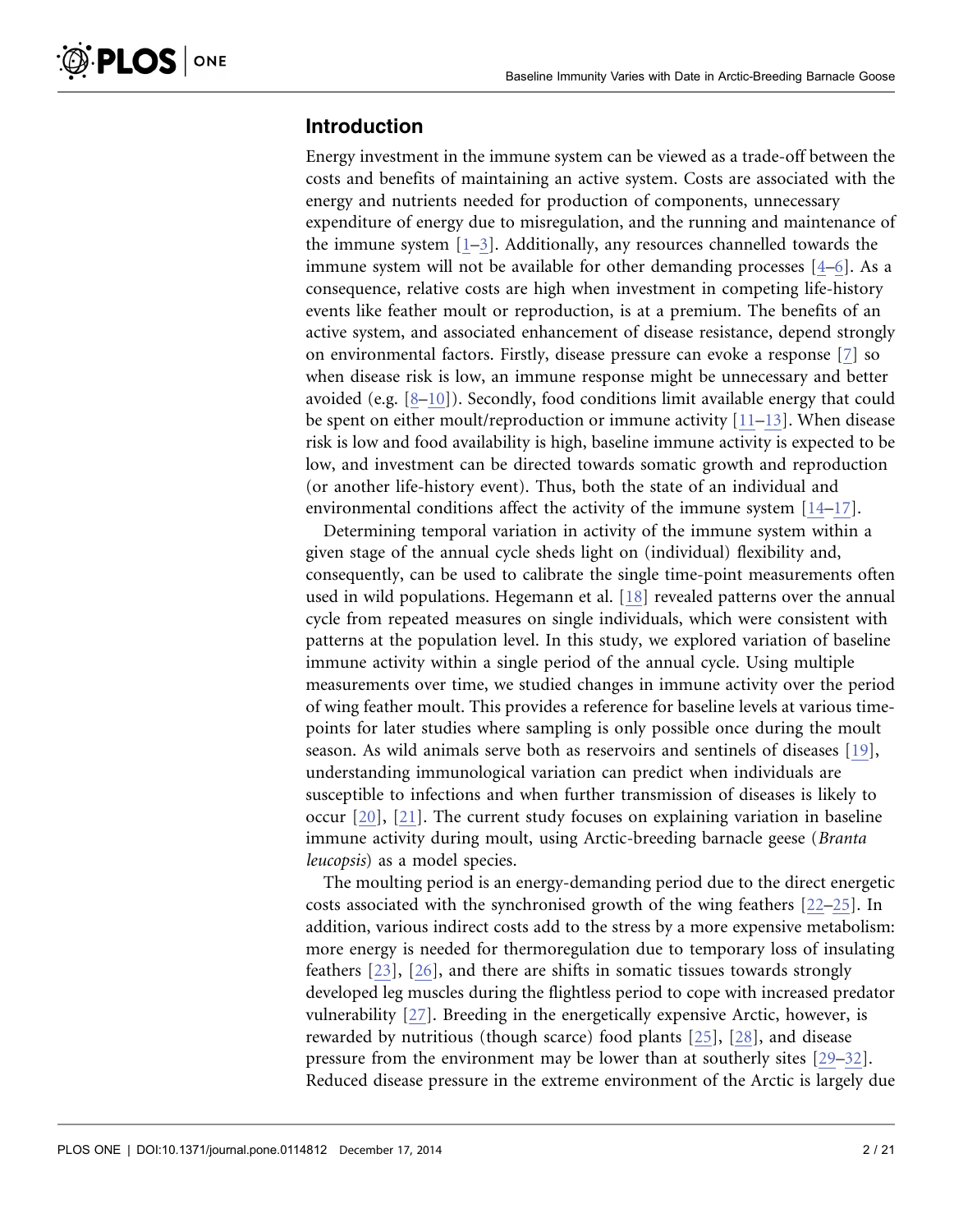## Introduction

Energy investment in the immune system can be viewed as a trade-off between the costs and benefits of maintaining an active system. Costs are associated with the energy and nutrients needed for production of components, unnecessary expenditure of energy due to misregulation, and the running and maintenance of the immune system [1–3]. Additionally, any resources channelled towards the immune system will not be available for other demanding processes [4–6]. As a consequence, relative costs are high when investment in competing life-history events like feather moult or reproduction, is at a premium. The benefits of an active system, and associated enhancement of disease resistance, depend strongly on environmental factors. Firstly, disease pressure can evoke a response [7] so when disease risk is low, an immune response might be unnecessary and better avoided (e.g. [8–10]). Secondly, food conditions limit available energy that could be spent on either moult/reproduction or immune activity [11–13]. When disease risk is low and food availability is high, baseline immune activity is expected to be low, and investment can be directed towards somatic growth and reproduction (or another life-history event). Thus, both the state of an individual and environmental conditions affect the activity of the immune system [14–17].

Determining temporal variation in activity of the immune system within a given stage of the annual cycle sheds light on (individual) flexibility and, consequently, can be used to calibrate the single time-point measurements often used in wild populations. Hegemann et al. [18] revealed patterns over the annual cycle from repeated measures on single individuals, which were consistent with patterns at the population level. In this study, we explored variation of baseline immune activity within a single period of the annual cycle. Using multiple measurements over time, we studied changes in immune activity over the period of wing feather moult. This provides a reference for baseline levels at various time-points for later studies where sampling is only possible once during the moult season. As wild animals serve both as reservoirs and sentinels of diseases [19], understanding immunological variation can predict when individuals are susceptible to infections and when further transmission of diseases is likely to occur [20], [21]. The current study focuses on explaining variation in baseline immune activity during moult, using Arctic-breeding barnacle geese (*Branta leucopsis*) as a model species.

The moulting period is an energy-demanding period due to the direct energetic costs associated with the synchronised growth of the wing feathers [22–25]. In addition, various indirect costs add to the stress by a more expensive metabolism: more energy is needed for thermoregulation due to temporary loss of insulating feathers [23], [26], and there are shifts in somatic tissues towards strongly developed leg muscles during the flightless period to cope with increased predator vulnerability [27]. Breeding in the energetically expensive Arctic, however, is rewarded by nutritious (though scarce) food plants [25], [28], and disease pressure from the environment may be lower than at southerly sites [29–32]. Reduced disease pressure in the extreme environment of the Arctic is largely due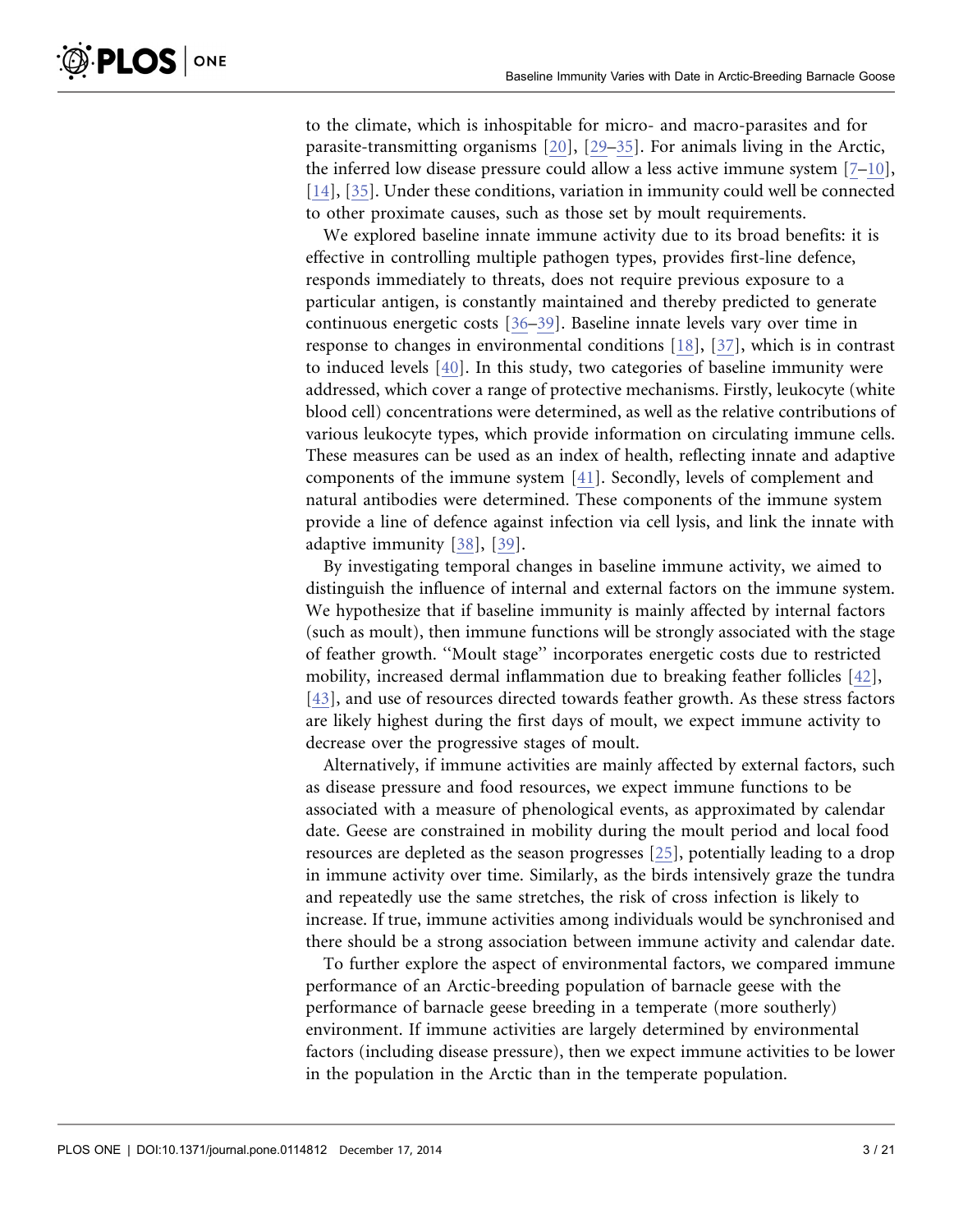to the climate, which is inhospitable for micro- and macro-parasites and for parasite-transmitting organisms [20], [29–35]. For animals living in the Arctic, the inferred low disease pressure could allow a less active immune system [7–10], [14], [35]. Under these conditions, variation in immunity could well be connected to other proximate causes, such as those set by moult requirements.

We explored baseline innate immune activity due to its broad benefits: it is effective in controlling multiple pathogen types, provides first-line defence, responds immediately to threats, does not require previous exposure to a particular antigen, is constantly maintained and thereby predicted to generate continuous energetic costs [36–39]. Baseline innate levels vary over time in response to changes in environmental conditions [18], [37], which is in contrast to induced levels [40]. In this study, two categories of baseline immunity were addressed, which cover a range of protective mechanisms. Firstly, leukocyte (white blood cell) concentrations were determined, as well as the relative contributions of various leukocyte types, which provide information on circulating immune cells. These measures can be used as an index of health, reflecting innate and adaptive components of the immune system [41]. Secondly, levels of complement and natural antibodies were determined. These components of the immune system provide a line of defence against infection via cell lysis, and link the innate with adaptive immunity [38], [39].

By investigating temporal changes in baseline immune activity, we aimed to distinguish the influence of internal and external factors on the immune system. We hypothesize that if baseline immunity is mainly affected by internal factors (such as moult), then immune functions will be strongly associated with the stage of feather growth. ''Moult stage'' incorporates energetic costs due to restricted mobility, increased dermal inflammation due to breaking feather follicles [42], [43], and use of resources directed towards feather growth. As these stress factors are likely highest during the first days of moult, we expect immune activity to decrease over the progressive stages of moult.

Alternatively, if immune activities are mainly affected by external factors, such as disease pressure and food resources, we expect immune functions to be associated with a measure of phenological events, as approximated by calendar date. Geese are constrained in mobility during the moult period and local food resources are depleted as the season progresses [25], potentially leading to a drop in immune activity over time. Similarly, as the birds intensively graze the tundra and repeatedly use the same stretches, the risk of cross infection is likely to increase. If true, immune activities among individuals would be synchronised and there should be a strong association between immune activity and calendar date.

To further explore the aspect of environmental factors, we compared immune performance of an Arctic-breeding population of barnacle geese with the performance of barnacle geese breeding in a temperate (more southerly) environment. If immune activities are largely determined by environmental factors (including disease pressure), then we expect immune activities to be lower in the population in the Arctic than in the temperate population.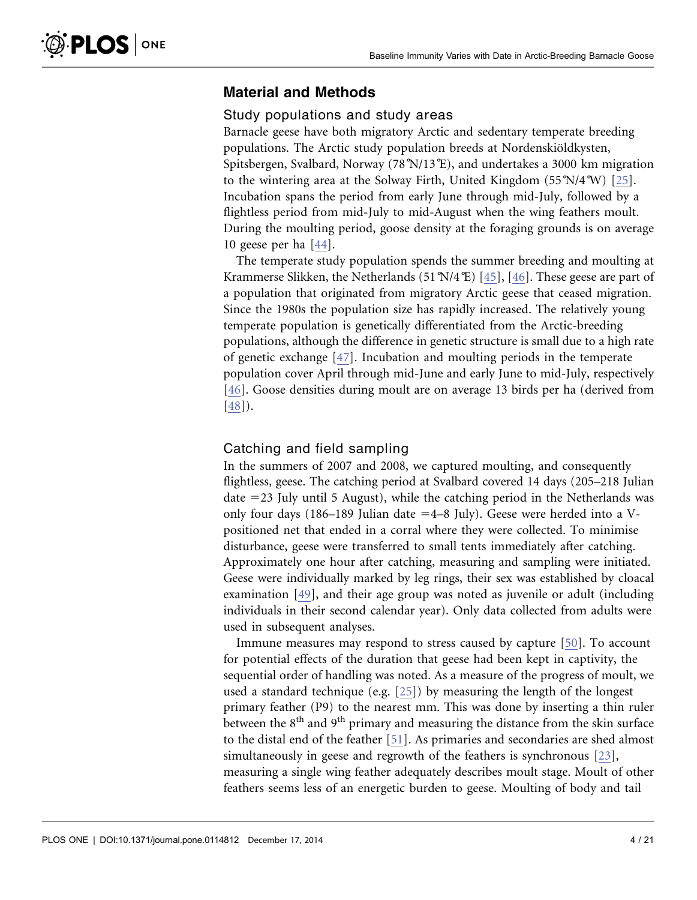## Material and Methods

### Study populations and study areas

Barnacle geese have both migratory Arctic and sedentary temperate breeding populations. The Arctic study population breeds at Nordenskiöldkysten, Spitsbergen, Svalbard, Norway (78°N/13°E), and undertakes a 3000 km migration to the wintering area at the Solway Firth, United Kingdom (55°N/4°W) [25]. Incubation spans the period from early June through mid-July, followed by a flightless period from mid-July to mid-August when the wing feathers moult. During the moulting period, goose density at the foraging grounds is on average 10 geese per ha [44].

The temperate study population spends the summer breeding and moulting at Krammerse Slikken, the Netherlands (51°N/4°E) [45], [46]. These geese are part of a population that originated from migratory Arctic geese that ceased migration. Since the 1980s the population size has rapidly increased. The relatively young temperate population is genetically differentiated from the Arctic-breeding populations, although the difference in genetic structure is small due to a high rate of genetic exchange [47]. Incubation and moulting periods in the temperate population cover April through mid-June and early June to mid-July, respectively [46]. Goose densities during moult are on average 13 birds per ha (derived from [48]).

### Catching and field sampling

In the summers of 2007 and 2008, we captured moulting, and consequently flightless, geese. The catching period at Svalbard covered 14 days (205–218 Julian date =23 July until 5 August), while the catching period in the Netherlands was only four days (186–189 Julian date =4–8 July). Geese were herded into a V-positioned net that ended in a corral where they were collected. To minimise disturbance, geese were transferred to small tents immediately after catching. Approximately one hour after catching, measuring and sampling were initiated. Geese were individually marked by leg rings, their sex was established by cloacal examination [49], and their age group was noted as juvenile or adult (including individuals in their second calendar year). Only data collected from adults were used in subsequent analyses.

Immune measures may respond to stress caused by capture [50]. To account for potential effects of the duration that geese had been kept in captivity, the sequential order of handling was noted. As a measure of the progress of moult, we used a standard technique (e.g. [25]) by measuring the length of the longest primary feather (P9) to the nearest mm. This was done by inserting a thin ruler between the 8th and 9th primary and measuring the distance from the skin surface to the distal end of the feather [51]. As primaries and secondaries are shed almost simultaneously in geese and regrowth of the feathers is synchronous [23], measuring a single wing feather adequately describes moult stage. Moult of other feathers seems less of an energetic burden to geese. Moulting of body and tail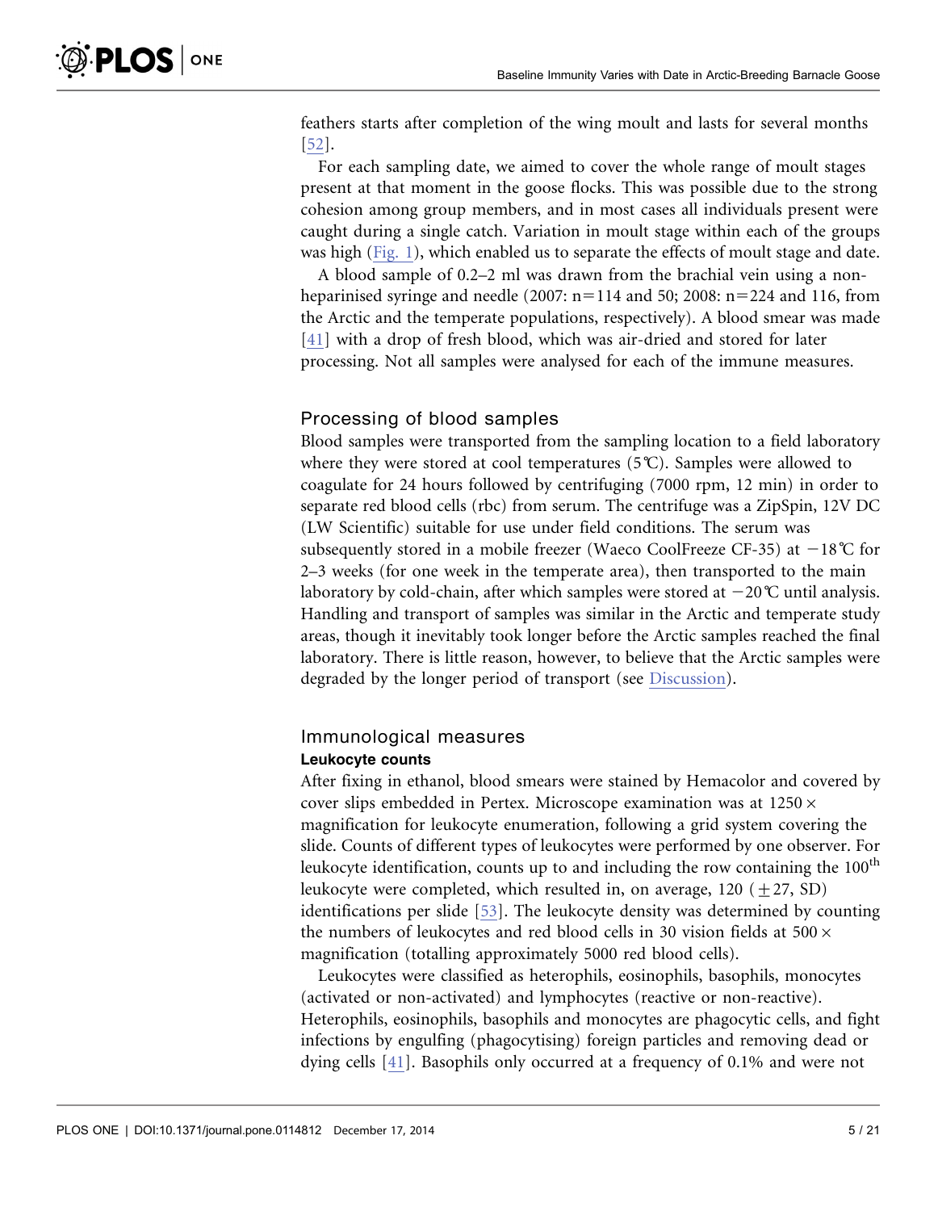feathers starts after completion of the wing moult and lasts for several months [52].

For each sampling date, we aimed to cover the whole range of moult stages present at that moment in the goose flocks. This was possible due to the strong cohesion among group members, and in most cases all individuals present were caught during a single catch. Variation in moult stage within each of the groups was high (Fig. 1), which enabled us to separate the effects of moult stage and date.

A blood sample of 0.2–2 ml was drawn from the brachial vein using a non-heparinised syringe and needle (2007: $n=114$ and 50; 2008: $n=224$ and 116, from the Arctic and the temperate populations, respectively). A blood smear was made [41] with a drop of fresh blood, which was air-dried and stored for later processing. Not all samples were analysed for each of the immune measures.

## Processing of blood samples

Blood samples were transported from the sampling location to a field laboratory where they were stored at cool temperatures (5℃). Samples were allowed to coagulate for 24 hours followed by centrifuging (7000 rpm, 12 min) in order to separate red blood cells (rbc) from serum. The centrifuge was a ZipSpin, 12V DC (LW Scientific) suitable for use under field conditions. The serum was subsequently stored in a mobile freezer (Waeco CoolFreeze CF-35) at −18℃ for 2–3 weeks (for one week in the temperate area), then transported to the main laboratory by cold-chain, after which samples were stored at −20℃ until analysis. Handling and transport of samples was similar in the Arctic and temperate study areas, though it inevitably took longer before the Arctic samples reached the final laboratory. There is little reason, however, to believe that the Arctic samples were degraded by the longer period of transport (see Discussion).

## Immunological measures

### Leukocyte counts

After fixing in ethanol, blood smears were stained by Hemacolor and covered by cover slips embedded in Pertex. Microscope examination was at $1250\times$ magnification for leukocyte enumeration, following a grid system covering the slide. Counts of different types of leukocytes were performed by one observer. For leukocyte identification, counts up to and including the row containing the $100^{th}$ leukocyte were completed, which resulted in, on average, 120 ($\pm 27$, SD) identifications per slide [53]. The leukocyte density was determined by counting the numbers of leukocytes and red blood cells in 30 vision fields at $500\times$ magnification (totalling approximately 5000 red blood cells).

Leukocytes were classified as heterophils, eosinophils, basophils, monocytes (activated or non-activated) and lymphocytes (reactive or non-reactive). Heterophils, eosinophils, basophils and monocytes are phagocytic cells, and fight infections by engulfing (phagocytising) foreign particles and removing dead or dying cells [41]. Basophils only occurred at a frequency of 0.1% and were not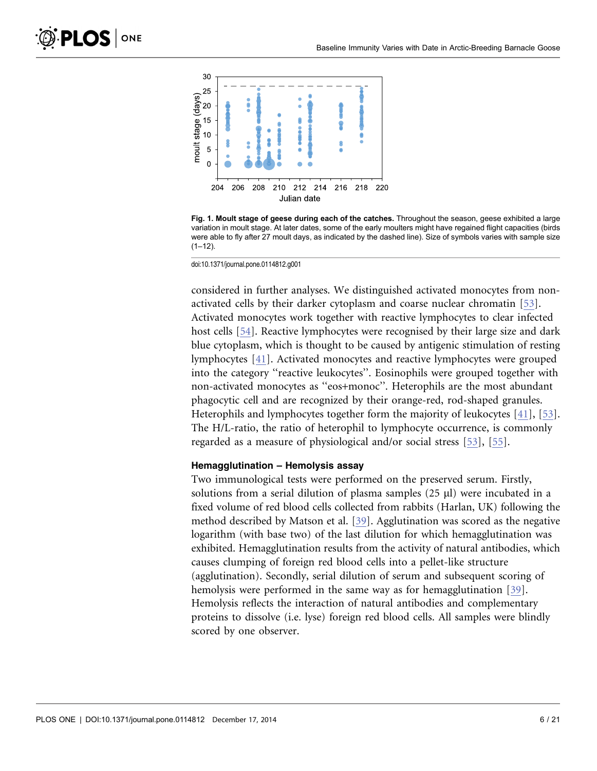Fig. 1. Moult stage of geese during each of the catches. Throughout the season, geese exhibited a large variation in moult stage. At later dates, some of the early moulters might have regained flight capacities (birds were able to fly after 27 moult days, as indicated by the dashed line). Size of symbols varies with sample size (1–12).

doi:10.1371/journal.pone.0114812.g001

considered in further analyses. We distinguished activated monocytes from non-activated cells by their darker cytoplasm and coarse nuclear chromatin [53]. Activated monocytes work together with reactive lymphocytes to clear infected host cells [54]. Reactive lymphocytes were recognised by their large size and dark blue cytoplasm, which is thought to be caused by antigenic stimulation of resting lymphocytes [41]. Activated monocytes and reactive lymphocytes were grouped into the category ''reactive leukocytes''. Eosinophils were grouped together with non-activated monocytes as ''eos+monoc''. Heterophils are the most abundant phagocytic cell and are recognized by their orange-red, rod-shaped granules. Heterophils and lymphocytes together form the majority of leukocytes [41], [53]. The H/L-ratio, the ratio of heterophil to lymphocyte occurrence, is commonly regarded as a measure of physiological and/or social stress [53], [55].

### Hemagglutination – Hemolysis assay

Two immunological tests were performed on the preserved serum. Firstly, solutions from a serial dilution of plasma samples (25 μl) were incubated in a fixed volume of red blood cells collected from rabbits (Harlan, UK) following the method described by Matson et al. [39]. Agglutination was scored as the negative logarithm (with base two) of the last dilution for which hemagglutination was exhibited. Hemagglutination results from the activity of natural antibodies, which causes clumping of foreign red blood cells into a pellet-like structure (agglutination). Secondly, serial dilution of serum and subsequent scoring of hemolysis were performed in the same way as for hemagglutination [39]. Hemolysis reflects the interaction of natural antibodies and complementary proteins to dissolve (i.e. lyse) foreign red blood cells. All samples were blindly scored by one observer.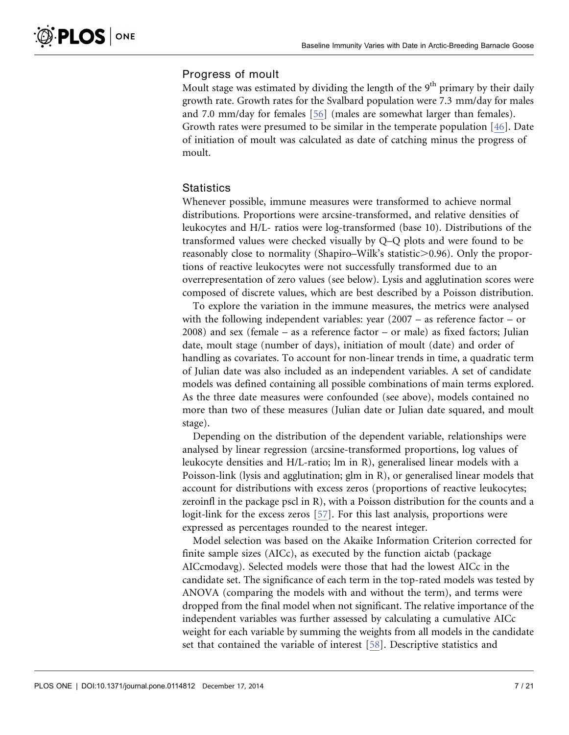### Progress of moult

Moult stage was estimated by dividing the length of the 9$^{th}$ primary by their daily growth rate. Growth rates for the Svalbard population were 7.3 mm/day for males and 7.0 mm/day for females [56] (males are somewhat larger than females). Growth rates were presumed to be similar in the temperate population [46]. Date of initiation of moult was calculated as date of catching minus the progress of moult.

### Statistics

Whenever possible, immune measures were transformed to achieve normal distributions. Proportions were arcsine-transformed, and relative densities of leukocytes and H/L- ratios were log-transformed (base 10). Distributions of the transformed values were checked visually by Q–Q plots and were found to be reasonably close to normality (Shapiro–Wilk's statistic$>$0.96). Only the proportions of reactive leukocytes were not successfully transformed due to an overrepresentation of zero values (see below). Lysis and agglutination scores were composed of discrete values, which are best described by a Poisson distribution.

To explore the variation in the immune measures, the metrics were analysed with the following independent variables: year (2007 – as reference factor – or 2008) and sex (female – as a reference factor – or male) as fixed factors; Julian date, moult stage (number of days), initiation of moult (date) and order of handling as covariates. To account for non-linear trends in time, a quadratic term of Julian date was also included as an independent variables. A set of candidate models was defined containing all possible combinations of main terms explored. As the three date measures were confounded (see above), models contained no more than two of these measures (Julian date or Julian date squared, and moult stage).

Depending on the distribution of the dependent variable, relationships were analysed by linear regression (arcsine-transformed proportions, log values of leukocyte densities and H/L-ratio; lm in R), generalised linear models with a Poisson-link (lysis and agglutination; glm in R), or generalised linear models that account for distributions with excess zeros (proportions of reactive leukocytes; zeroinfl in the package pscl in R), with a Poisson distribution for the counts and a logit-link for the excess zeros [57]. For this last analysis, proportions were expressed as percentages rounded to the nearest integer.

Model selection was based on the Akaike Information Criterion corrected for finite sample sizes (AICc), as executed by the function aictab (package AICcmodavg). Selected models were those that had the lowest AICc in the candidate set. The significance of each term in the top-rated models was tested by ANOVA (comparing the models with and without the term), and terms were dropped from the final model when not significant. The relative importance of the independent variables was further assessed by calculating a cumulative AICc weight for each variable by summing the weights from all models in the candidate set that contained the variable of interest [58]. Descriptive statistics and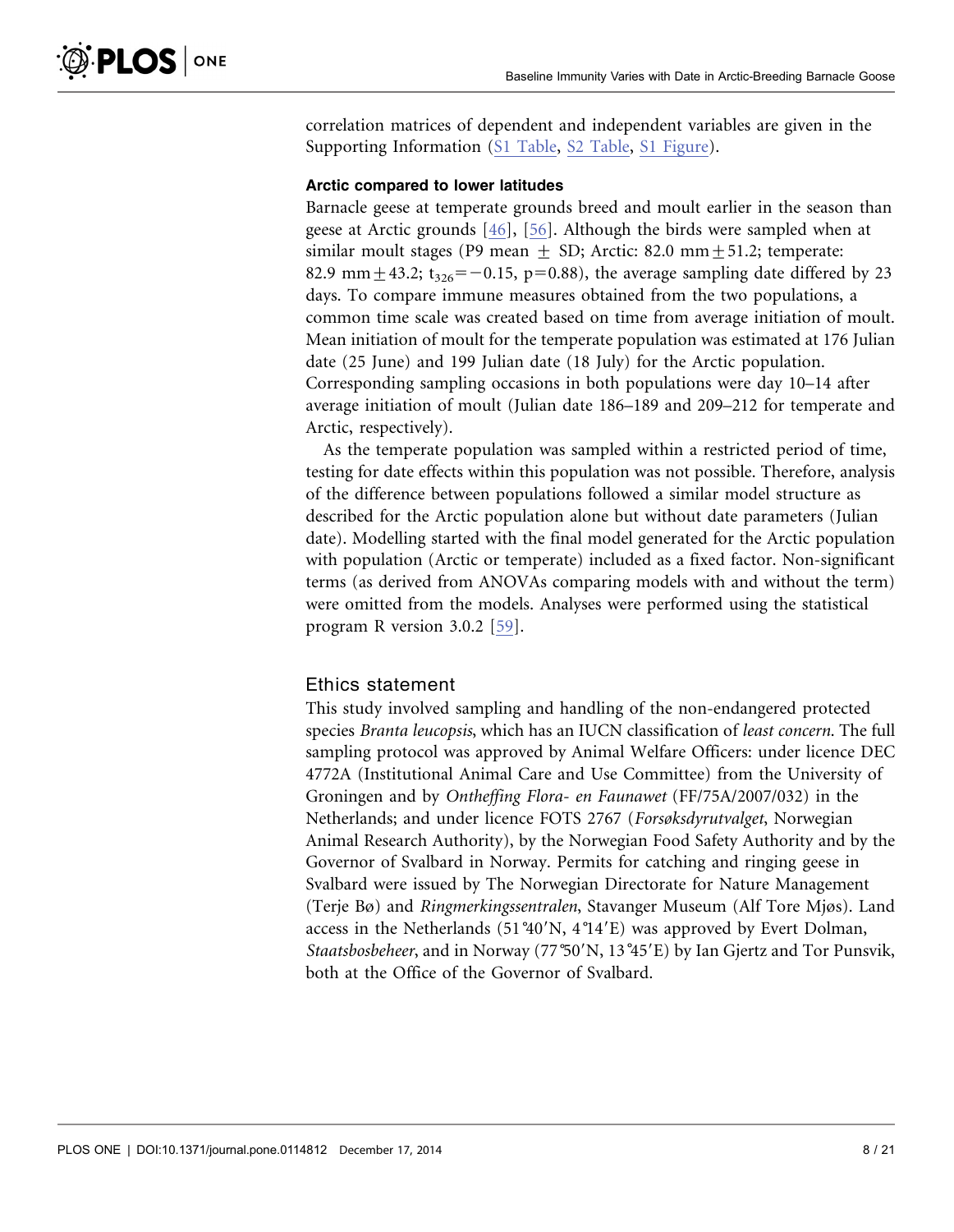correlation matrices of dependent and independent variables are given in the Supporting Information (S1 Table, S2 Table, S1 Figure).

#### Arctic compared to lower latitudes

Barnacle geese at temperate grounds breed and moult earlier in the season than geese at Arctic grounds [46], [56]. Although the birds were sampled when at similar moult stages (P9 mean $\pm$ SD; Arctic: 82.0 mm $\pm$ 51.2; temperate: 82.9 mm $\pm$ 43.2; $t_{326} = -0.15$, $p = 0.88$), the average sampling date differed by 23 days. To compare immune measures obtained from the two populations, a common time scale was created based on time from average initiation of moult. Mean initiation of moult for the temperate population was estimated at 176 Julian date (25 June) and 199 Julian date (18 July) for the Arctic population. Corresponding sampling occasions in both populations were day 10–14 after average initiation of moult (Julian date 186–189 and 209–212 for temperate and Arctic, respectively).

As the temperate population was sampled within a restricted period of time, testing for date effects within this population was not possible. Therefore, analysis of the difference between populations followed a similar model structure as described for the Arctic population alone but without date parameters (Julian date). Modelling started with the final model generated for the Arctic population with population (Arctic or temperate) included as a fixed factor. Non-significant terms (as derived from ANOVAs comparing models with and without the term) were omitted from the models. Analyses were performed using the statistical program R version 3.0.2 [59].

## Ethics statement

This study involved sampling and handling of the non-endangered protected species *Branta leucopsis*, which has an IUCN classification of *least concern*. The full sampling protocol was approved by Animal Welfare Officers: under licence DEC 4772A (Institutional Animal Care and Use Committee) from the University of Groningen and by *Ontheffing Flora- en Faunawet* (FF/75A/2007/032) in the Netherlands; and under licence FOTS 2767 (*Forsøksdyrutvalget*, Norwegian Animal Research Authority), by the Norwegian Food Safety Authority and by the Governor of Svalbard in Norway. Permits for catching and ringing geese in Svalbard were issued by The Norwegian Directorate for Nature Management (Terje Bø) and *Ringmerkingssentralen*, Stavanger Museum (Alf Tore Mjøs). Land access in the Netherlands (51°40′N, 4°14′E) was approved by Evert Dolman, *Staatsbosbeheer*, and in Norway (77°50′N, 13°45′E) by Ian Gjertz and Tor Punsvik, both at the Office of the Governor of Svalbard.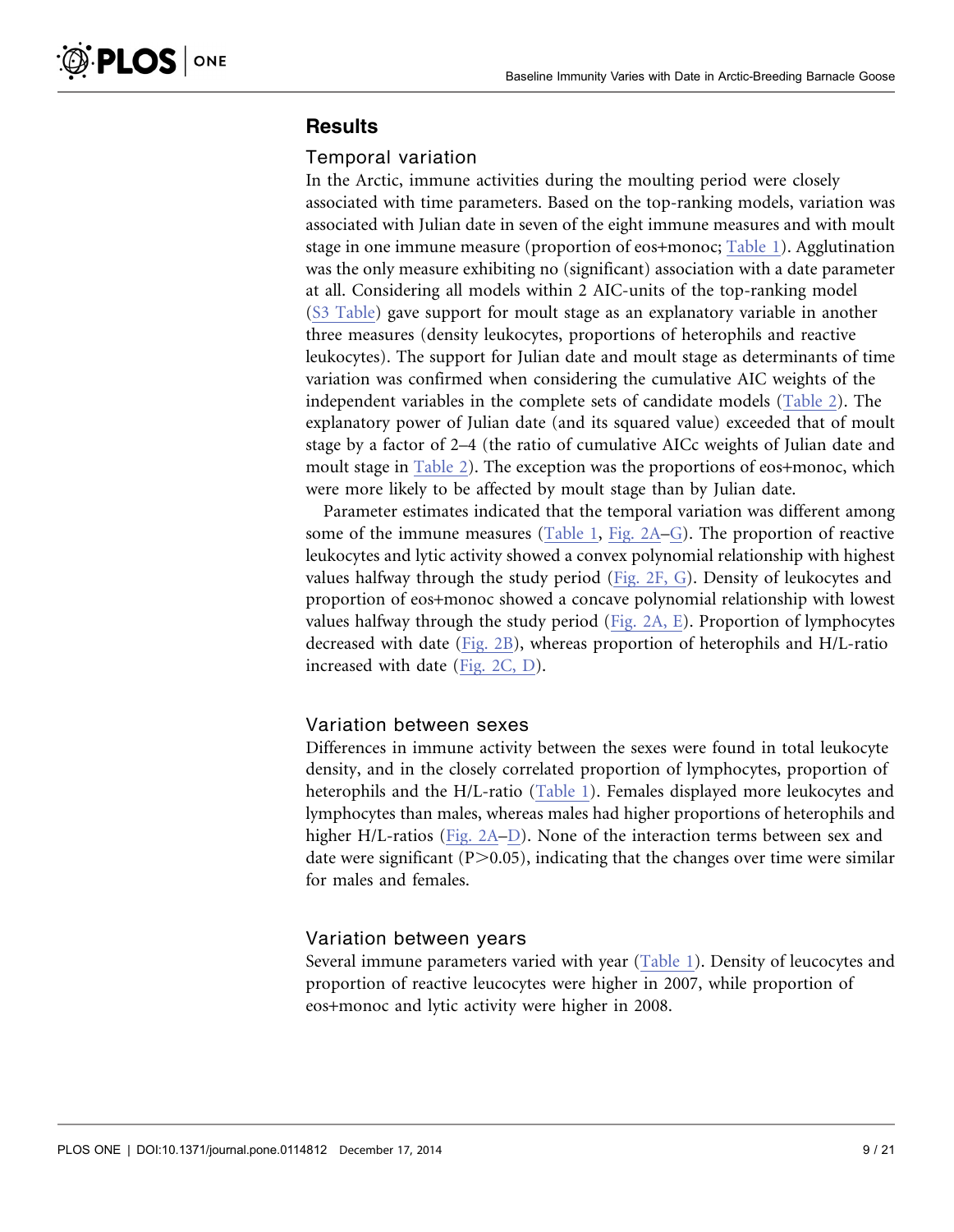## Results

### Temporal variation

In the Arctic, immune activities during the moulting period were closely associated with time parameters. Based on the top-ranking models, variation was associated with Julian date in seven of the eight immune measures and with moult stage in one immune measure (proportion of eos+monoc; Table 1). Agglutination was the only measure exhibiting no (significant) association with a date parameter at all. Considering all models within 2 AIC-units of the top-ranking model (S3 Table) gave support for moult stage as an explanatory variable in another three measures (density leukocytes, proportions of heterophils and reactive leukocytes). The support for Julian date and moult stage as determinants of time variation was confirmed when considering the cumulative AIC weights of the independent variables in the complete sets of candidate models (Table 2). The explanatory power of Julian date (and its squared value) exceeded that of moult stage by a factor of 2–4 (the ratio of cumulative AICc weights of Julian date and moult stage in Table 2). The exception was the proportions of eos+monoc, which were more likely to be affected by moult stage than by Julian date.

Parameter estimates indicated that the temporal variation was different among some of the immune measures (Table 1, Fig. 2A–G). The proportion of reactive leukocytes and lytic activity showed a convex polynomial relationship with highest values halfway through the study period (Fig. 2F, G). Density of leukocytes and proportion of eos+monoc showed a concave polynomial relationship with lowest values halfway through the study period (Fig. 2A, E). Proportion of lymphocytes decreased with date (Fig. 2B), whereas proportion of heterophils and H/L-ratio increased with date (Fig. 2C, D).

### Variation between sexes

Differences in immune activity between the sexes were found in total leukocyte density, and in the closely correlated proportion of lymphocytes, proportion of heterophils and the H/L-ratio (Table 1). Females displayed more leukocytes and lymphocytes than males, whereas males had higher proportions of heterophils and higher H/L-ratios (Fig. 2A–D). None of the interaction terms between sex and date were significant ($P>0.05$), indicating that the changes over time were similar for males and females.

### Variation between years

Several immune parameters varied with year (Table 1). Density of leucocytes and proportion of reactive leucocytes were higher in 2007, while proportion of eos+monoc and lytic activity were higher in 2008.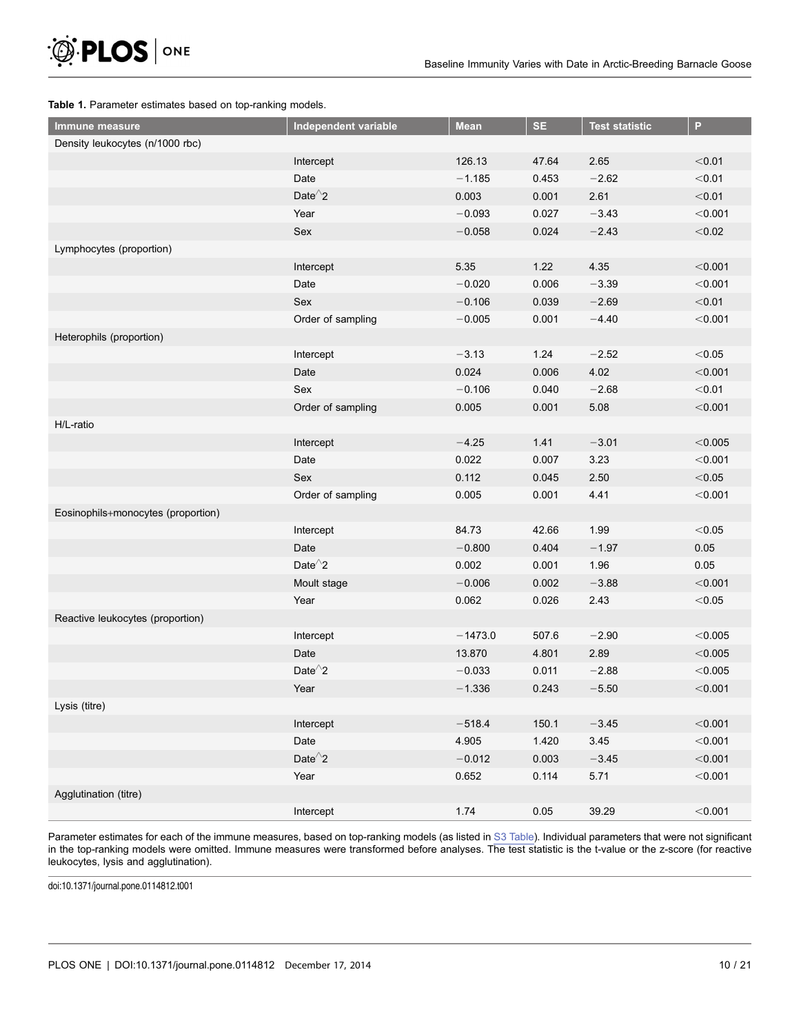**Table 1.** Parameter estimates based on top-ranking models.

| Immune measure | Independent variable | Mean | SE | Test statistic | P |
|---|---|---|---|---|---|
| Density leukocytes (n/1000 rbc) | | | | | |
| | Intercept | 126.13 | 47.64 | 2.65 | <0.01 |
| | Date | −1.185 | 0.453 | −2.62 | <0.01 |
| | Date^2 | 0.003 | 0.001 | 2.61 | <0.01 |
| | Year | −0.093 | 0.027 | −3.43 | <0.001 |
| | Sex | −0.058 | 0.024 | −2.43 | <0.02 |
| Lymphocytes (proportion) | | | | | |
| | Intercept | 5.35 | 1.22 | 4.35 | <0.001 |
| | Date | −0.020 | 0.006 | −3.39 | <0.001 |
| | Sex | −0.106 | 0.039 | −2.69 | <0.01 |
| | Order of sampling | −0.005 | 0.001 | −4.40 | <0.001 |
| Heterophils (proportion) | | | | | |
| | Intercept | −3.13 | 1.24 | −2.52 | <0.05 |
| | Date | 0.024 | 0.006 | 4.02 | <0.001 |
| | Sex | −0.106 | 0.040 | −2.68 | <0.01 |
| | Order of sampling | 0.005 | 0.001 | 5.08 | <0.001 |
| H/L-ratio | | | | | |
| | Intercept | −4.25 | 1.41 | −3.01 | <0.005 |
| | Date | 0.022 | 0.007 | 3.23 | <0.001 |
| | Sex | 0.112 | 0.045 | 2.50 | <0.05 |
| | Order of sampling | 0.005 | 0.001 | 4.41 | <0.001 |
| Eosinophils+monocytes (proportion) | | | | | |
| | Intercept | 84.73 | 42.66 | 1.99 | <0.05 |
| | Date | −0.800 | 0.404 | −1.97 | 0.05 |
| | Date^2 | 0.002 | 0.001 | 1.96 | 0.05 |
| | Moult stage | −0.006 | 0.002 | −3.88 | <0.001 |
| | Year | 0.062 | 0.026 | 2.43 | <0.05 |
| Reactive leukocytes (proportion) | | | | | |
| | Intercept | −1473.0 | 507.6 | −2.90 | <0.005 |
| | Date | 13.870 | 4.801 | 2.89 | <0.005 |
| | Date^2 | −0.033 | 0.011 | −2.88 | <0.005 |
| | Year | −1.336 | 0.243 | −5.50 | <0.001 |
| Lysis (titre) | | | | | |
| | Intercept | −518.4 | 150.1 | −3.45 | <0.001 |
| | Date | 4.905 | 1.420 | 3.45 | <0.001 |
| | Date^2 | −0.012 | 0.003 | −3.45 | <0.001 |
| | Year | 0.652 | 0.114 | 5.71 | <0.001 |
| Agglutination (titre) | | | | | |
| | Intercept | 1.74 | 0.05 | 39.29 | <0.001 |

Parameter estimates for each of the immune measures, based on top-ranking models (as listed in S3 Table). Individual parameters that were not significant in the top-ranking models were omitted. Immune measures were transformed before analyses. The test statistic is the t-value or the z-score (for reactive leukocytes, lysis and agglutination).

doi:10.1371/journal.pone.0114812.t001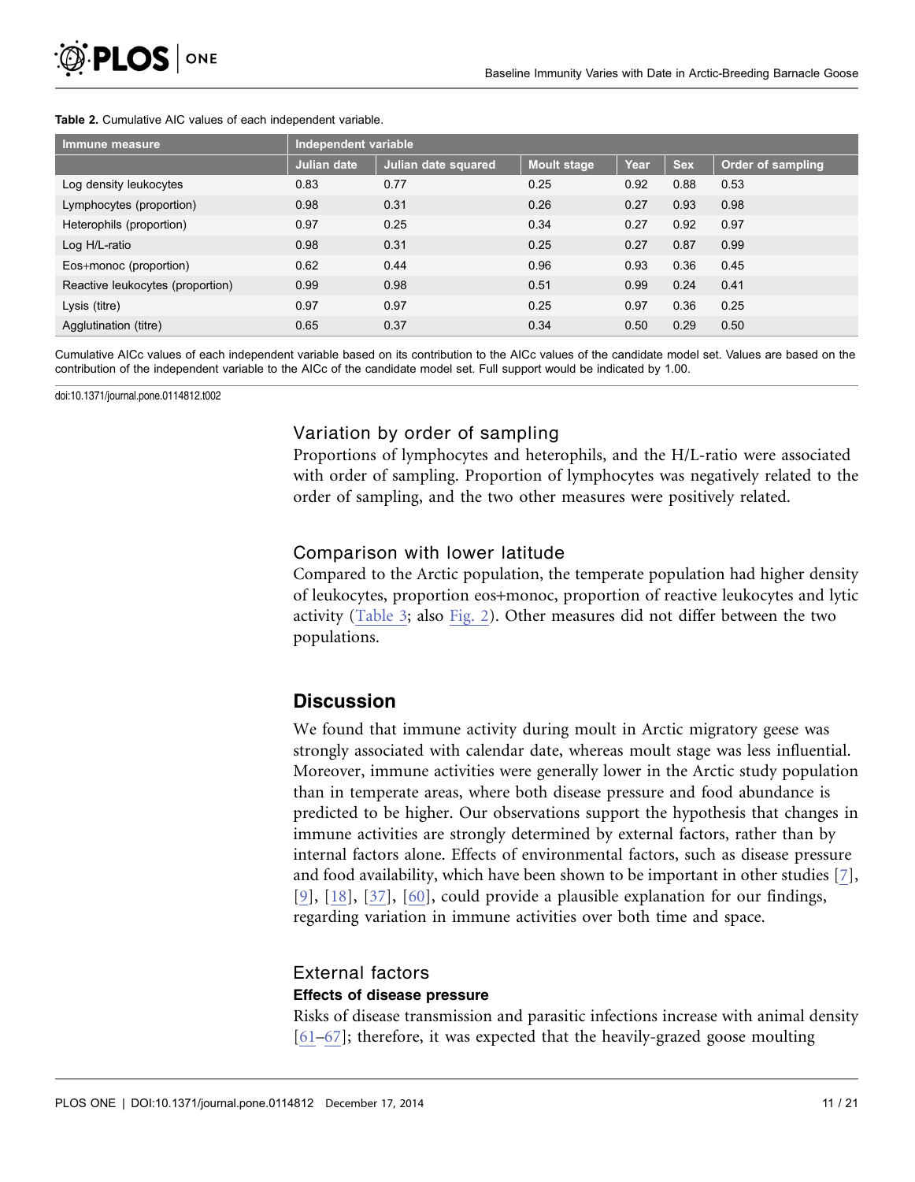**Table 2.** Cumulative AIC values of each independent variable.

| Immune measure | Independent variable | | | | | |
|---|---|---|---|---|---|---|
| | Julian date | Julian date squared | Moult stage | Year | Sex | Order of sampling |
| Log density leukocytes | 0.83 | 0.77 | 0.25 | 0.92 | 0.88 | 0.53 |
| Lymphocytes (proportion) | 0.98 | 0.31 | 0.26 | 0.27 | 0.93 | 0.98 |
| Heterophils (proportion) | 0.97 | 0.25 | 0.34 | 0.27 | 0.92 | 0.97 |
| Log H/L-ratio | 0.98 | 0.31 | 0.25 | 0.27 | 0.87 | 0.99 |
| Eos+monoc (proportion) | 0.62 | 0.44 | 0.96 | 0.93 | 0.36 | 0.45 |
| Reactive leukocytes (proportion) | 0.99 | 0.98 | 0.51 | 0.99 | 0.24 | 0.41 |
| Lysis (titre) | 0.97 | 0.97 | 0.25 | 0.97 | 0.36 | 0.25 |
| Agglutination (titre) | 0.65 | 0.37 | 0.34 | 0.50 | 0.29 | 0.50 |

Cumulative AICc values of each independent variable based on its contribution to the AICc values of the candidate model set. Values are based on the contribution of the independent variable to the AICc of the candidate model set. Full support would be indicated by 1.00.

doi:10.1371/journal.pone.0114812.t002

### Variation by order of sampling

Proportions of lymphocytes and heterophils, and the H/L-ratio were associated with order of sampling. Proportion of lymphocytes was negatively related to the order of sampling, and the two other measures were positively related.

### Comparison with lower latitude

Compared to the Arctic population, the temperate population had higher density of leukocytes, proportion eos+monoc, proportion of reactive leukocytes and lytic activity (Table 3; also Fig. 2). Other measures did not differ between the two populations.

## Discussion

We found that immune activity during moult in Arctic migratory geese was strongly associated with calendar date, whereas moult stage was less influential. Moreover, immune activities were generally lower in the Arctic study population than in temperate areas, where both disease pressure and food abundance is predicted to be higher. Our observations support the hypothesis that changes in immune activities are strongly determined by external factors, rather than by internal factors alone. Effects of environmental factors, such as disease pressure and food availability, which have been shown to be important in other studies [7], [9], [18], [37], [60], could provide a plausible explanation for our findings, regarding variation in immune activities over both time and space.

### External factors

#### Effects of disease pressure

Risks of disease transmission and parasitic infections increase with animal density [61–67]; therefore, it was expected that the heavily-grazed goose moulting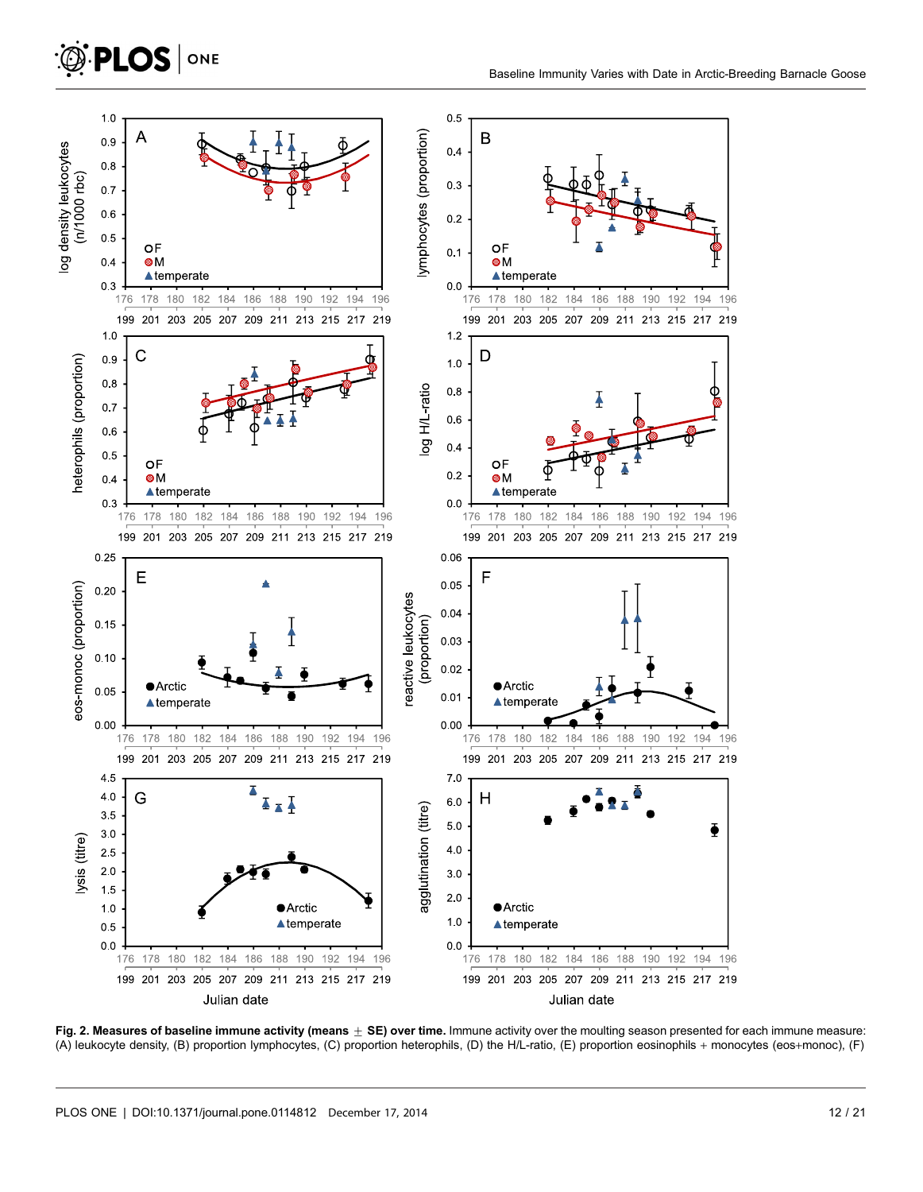**Fig. 2. Measures of baseline immune activity (means ± SE) over time.** Immune activity over the moulting season presented for each immune measure: (A) leukocyte density, (B) proportion lymphocytes, (C) proportion heterophils, (D) the H/L-ratio, (E) proportion eosinophils + monocytes (eos+monoc), (F)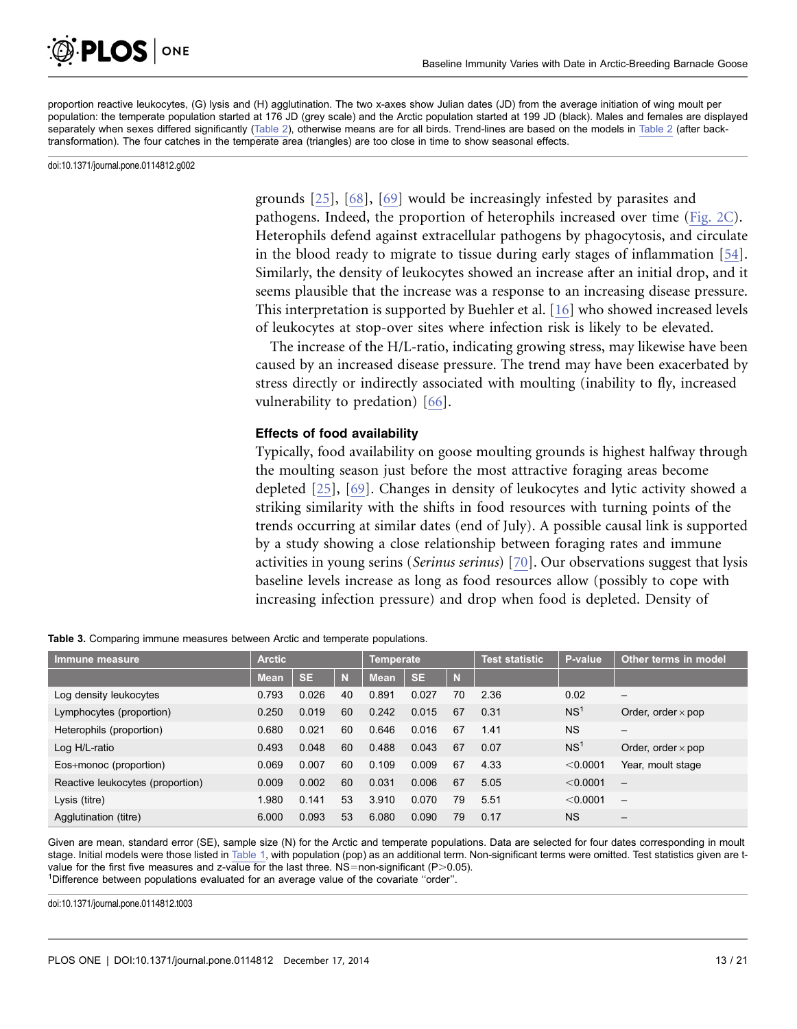proportion reactive leukocytes, (G) lysis and (H) agglutination. The two x-axes show Julian dates (JD) from the average initiation of wing moult per population: the temperate population started at 176 JD (grey scale) and the Arctic population started at 199 JD (black). Males and females are displayed separately when sexes differed significantly (Table 2), otherwise means are for all birds. Trend-lines are based on the models in Table 2 (after back-transformation). The four catches in the temperate area (triangles) are too close in time to show seasonal effects.

doi:10.1371/journal.pone.0114812.g002

grounds [25], [68], [69] would be increasingly infested by parasites and pathogens. Indeed, the proportion of heterophils increased over time (Fig. 2C). Heterophils defend against extracellular pathogens by phagocytosis, and circulate in the blood ready to migrate to tissue during early stages of inflammation [54]. Similarly, the density of leukocytes showed an increase after an initial drop, and it seems plausible that the increase was a response to an increasing disease pressure. This interpretation is supported by Buehler et al. [16] who showed increased levels of leukocytes at stop-over sites where infection risk is likely to be elevated.

The increase of the H/L-ratio, indicating growing stress, may likewise have been caused by an increased disease pressure. The trend may have been exacerbated by stress directly or indirectly associated with moulting (inability to fly, increased vulnerability to predation) [66].

### Effects of food availability

Typically, food availability on goose moulting grounds is highest halfway through the moulting season just before the most attractive foraging areas become depleted [25], [69]. Changes in density of leukocytes and lytic activity showed a striking similarity with the shifts in food resources with turning points of the trends occurring at similar dates (end of July). A possible causal link is supported by a study showing a close relationship between foraging rates and immune activities in young serins (*Serinus serinus*) [70]. Our observations suggest that lysis baseline levels increase as long as food resources allow (possibly to cope with increasing infection pressure) and drop when food is depleted. Density of

**Table 3.** Comparing immune measures between Arctic and temperate populations.

| Immune measure | Arctic | | | Temperate | | | Test statistic | P-value | Other terms in model |
|---|---|---|---|---|---|---|---|---|---|
| | Mean | SE | N | Mean | SE | N | | | |
| Log density leukocytes | 0.793 | 0.026 | 40 | 0.891 | 0.027 | 70 | 2.36 | 0.02 | – |
| Lymphocytes (proportion) | 0.250 | 0.019 | 60 | 0.242 | 0.015 | 67 | 0.31 | NS[1] | Order, order × pop |
| Heterophils (proportion) | 0.680 | 0.021 | 60 | 0.646 | 0.016 | 67 | 1.41 | NS | – |
| Log H/L-ratio | 0.493 | 0.048 | 60 | 0.488 | 0.043 | 67 | 0.07 | NS[1] | Order, order × pop |
| Eos+monoc (proportion) | 0.069 | 0.007 | 60 | 0.109 | 0.009 | 67 | 4.33 | <0.0001 | Year, moult stage |
| Reactive leukocytes (proportion) | 0.009 | 0.002 | 60 | 0.031 | 0.006 | 67 | 5.05 | <0.0001 | – |
| Lysis (titre) | 1.980 | 0.141 | 53 | 3.910 | 0.070 | 79 | 5.51 | <0.0001 | – |
| Agglutination (titre) | 6.000 | 0.093 | 53 | 6.080 | 0.090 | 79 | 0.17 | NS | – |

Given are mean, standard error (SE), sample size (N) for the Arctic and temperate populations. Data are selected for four dates corresponding in moult stage. Initial models were those listed in Table 1, with population (pop) as an additional term. Non-significant terms were omitted. Test statistics given are t-value for the first five measures and z-value for the last three. NS=non-significant (P>0.05).

[1]Difference between populations evaluated for an average value of the covariate ''order''.

doi:10.1371/journal.pone.0114812.t003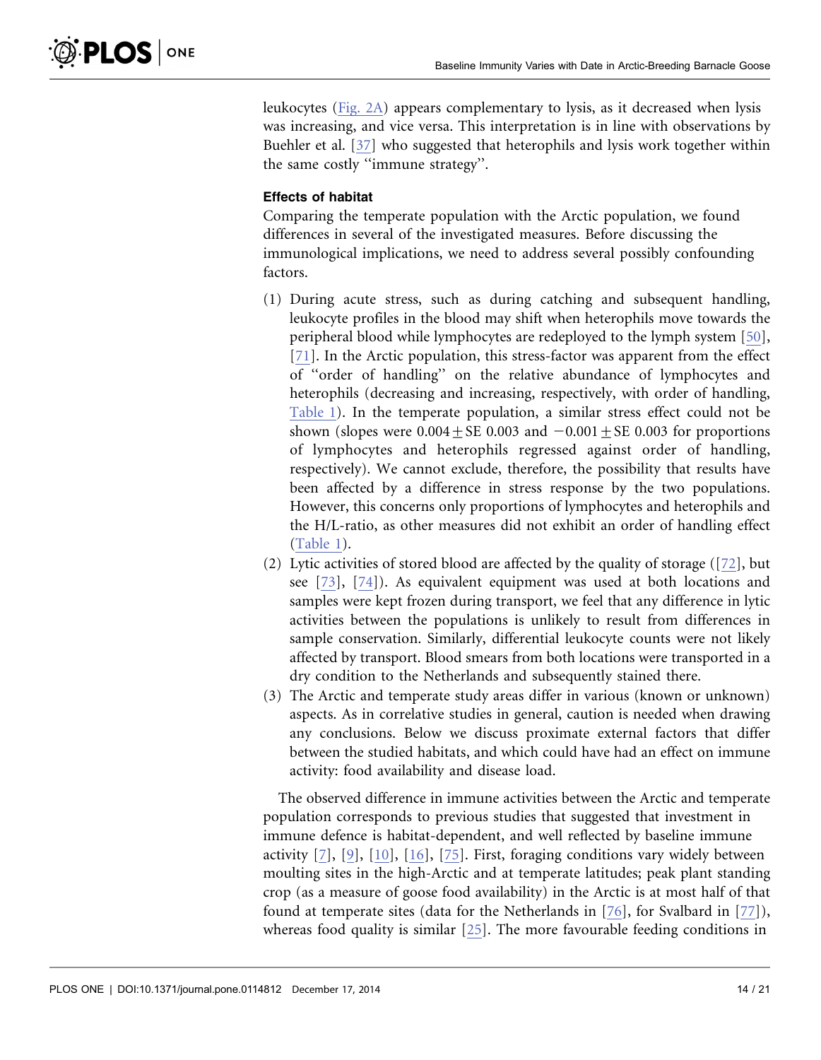leukocytes (Fig. 2A) appears complementary to lysis, as it decreased when lysis was increasing, and vice versa. This interpretation is in line with observations by Buehler et al. [37] who suggested that heterophils and lysis work together within the same costly "immune strategy".

### Effects of habitat

Comparing the temperate population with the Arctic population, we found differences in several of the investigated measures. Before discussing the immunological implications, we need to address several possibly confounding factors.

(1) During acute stress, such as during catching and subsequent handling, leukocyte profiles in the blood may shift when heterophils move towards the peripheral blood while lymphocytes are redeployed to the lymph system [50], [71]. In the Arctic population, this stress-factor was apparent from the effect of "order of handling" on the relative abundance of lymphocytes and heterophils (decreasing and increasing, respectively, with order of handling, Table 1). In the temperate population, a similar stress effect could not be shown (slopes were $0.004 \pm$ SE 0.003 and $-0.001 \pm$ SE 0.003 for proportions of lymphocytes and heterophils regressed against order of handling, respectively). We cannot exclude, therefore, the possibility that results have been affected by a difference in stress response by the two populations. However, this concerns only proportions of lymphocytes and heterophils and the H/L-ratio, as other measures did not exhibit an order of handling effect (Table 1).

(2) Lytic activities of stored blood are affected by the quality of storage ([72], but see [73], [74]). As equivalent equipment was used at both locations and samples were kept frozen during transport, we feel that any difference in lytic activities between the populations is unlikely to result from differences in sample conservation. Similarly, differential leukocyte counts were not likely affected by transport. Blood smears from both locations were transported in a dry condition to the Netherlands and subsequently stained there.

(3) The Arctic and temperate study areas differ in various (known or unknown) aspects. As in correlative studies in general, caution is needed when drawing any conclusions. Below we discuss proximate external factors that differ between the studied habitats, and which could have had an effect on immune activity: food availability and disease load.

The observed difference in immune activities between the Arctic and temperate population corresponds to previous studies that suggested that investment in immune defence is habitat-dependent, and well reflected by baseline immune activity [7], [9], [10], [16], [75]. First, foraging conditions vary widely between moulting sites in the high-Arctic and at temperate latitudes; peak plant standing crop (as a measure of goose food availability) in the Arctic is at most half of that found at temperate sites (data for the Netherlands in [76], for Svalbard in [77]), whereas food quality is similar [25]. The more favourable feeding conditions in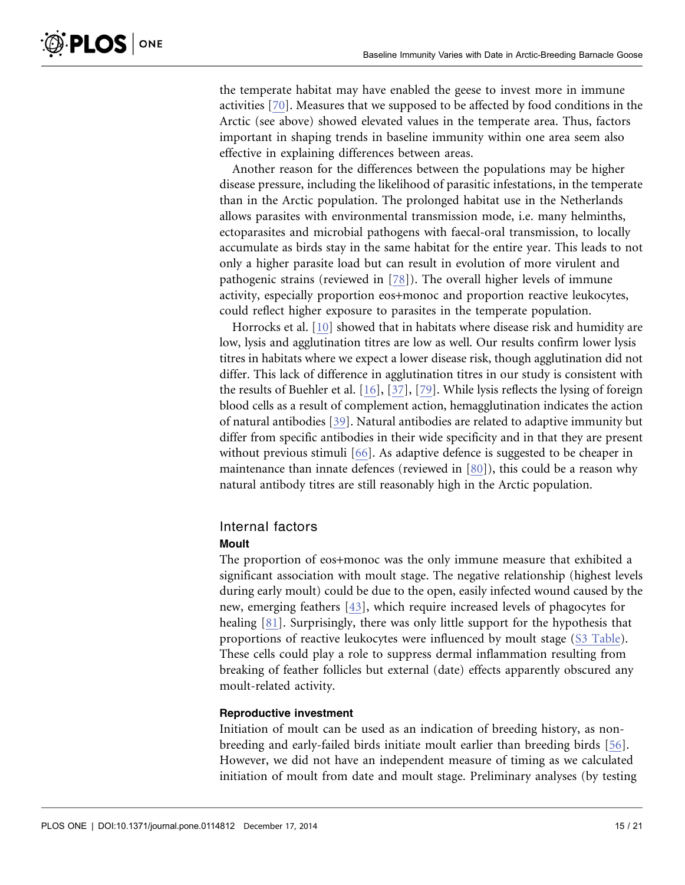the temperate habitat may have enabled the geese to invest more in immune activities [70]. Measures that we supposed to be affected by food conditions in the Arctic (see above) showed elevated values in the temperate area. Thus, factors important in shaping trends in baseline immunity within one area seem also effective in explaining differences between areas.

Another reason for the differences between the populations may be higher disease pressure, including the likelihood of parasitic infestations, in the temperate than in the Arctic population. The prolonged habitat use in the Netherlands allows parasites with environmental transmission mode, i.e. many helminths, ectoparasites and microbial pathogens with faecal-oral transmission, to locally accumulate as birds stay in the same habitat for the entire year. This leads to not only a higher parasite load but can result in evolution of more virulent and pathogenic strains (reviewed in [78]). The overall higher levels of immune activity, especially proportion eos+monoc and proportion reactive leukocytes, could reflect higher exposure to parasites in the temperate population.

Horrocks et al. [10] showed that in habitats where disease risk and humidity are low, lysis and agglutination titres are low as well. Our results confirm lower lysis titres in habitats where we expect a lower disease risk, though agglutination did not differ. This lack of difference in agglutination titres in our study is consistent with the results of Buehler et al. [16], [37], [79]. While lysis reflects the lysing of foreign blood cells as a result of complement action, hemagglutination indicates the action of natural antibodies [39]. Natural antibodies are related to adaptive immunity but differ from specific antibodies in their wide specificity and in that they are present without previous stimuli [66]. As adaptive defence is suggested to be cheaper in maintenance than innate defences (reviewed in [80]), this could be a reason why natural antibody titres are still reasonably high in the Arctic population.

## Internal factors

### Moult

The proportion of eos+monoc was the only immune measure that exhibited a significant association with moult stage. The negative relationship (highest levels during early moult) could be due to the open, easily infected wound caused by the new, emerging feathers [43], which require increased levels of phagocytes for healing [81]. Surprisingly, there was only little support for the hypothesis that proportions of reactive leukocytes were influenced by moult stage (S3 Table). These cells could play a role to suppress dermal inflammation resulting from breaking of feather follicles but external (date) effects apparently obscured any moult-related activity.

### Reproductive investment

Initiation of moult can be used as an indication of breeding history, as non-breeding and early-failed birds initiate moult earlier than breeding birds [56]. However, we did not have an independent measure of timing as we calculated initiation of moult from date and moult stage. Preliminary analyses (by testing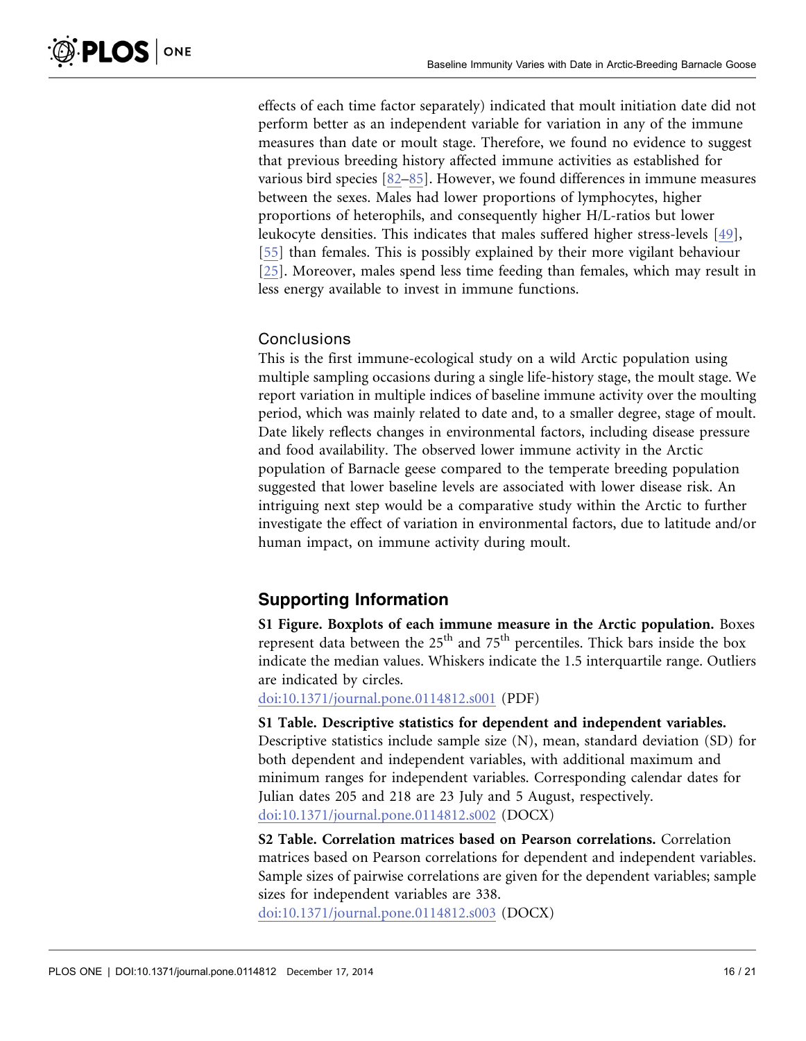effects of each time factor separately) indicated that moult initiation date did not perform better as an independent variable for variation in any of the immune measures than date or moult stage. Therefore, we found no evidence to suggest that previous breeding history affected immune activities as established for various bird species [82–85]. However, we found differences in immune measures between the sexes. Males had lower proportions of lymphocytes, higher proportions of heterophils, and consequently higher H/L-ratios but lower leukocyte densities. This indicates that males suffered higher stress-levels [49], [55] than females. This is possibly explained by their more vigilant behaviour [25]. Moreover, males spend less time feeding than females, which may result in less energy available to invest in immune functions.

### Conclusions

This is the first immune-ecological study on a wild Arctic population using multiple sampling occasions during a single life-history stage, the moult stage. We report variation in multiple indices of baseline immune activity over the moulting period, which was mainly related to date and, to a smaller degree, stage of moult. Date likely reflects changes in environmental factors, including disease pressure and food availability. The observed lower immune activity in the Arctic population of Barnacle geese compared to the temperate breeding population suggested that lower baseline levels are associated with lower disease risk. An intriguing next step would be a comparative study within the Arctic to further investigate the effect of variation in environmental factors, due to latitude and/or human impact, on immune activity during moult.

## Supporting Information

**S1 Figure. Boxplots of each immune measure in the Arctic population.** Boxes represent data between the 25th and 75th percentiles. Thick bars inside the box indicate the median values. Whiskers indicate the 1.5 interquartile range. Outliers are indicated by circles.
doi:10.1371/journal.pone.0114812.s001 (PDF)

**S1 Table. Descriptive statistics for dependent and independent variables.** Descriptive statistics include sample size (N), mean, standard deviation (SD) for both dependent and independent variables, with additional maximum and minimum ranges for independent variables. Corresponding calendar dates for Julian dates 205 and 218 are 23 July and 5 August, respectively.
doi:10.1371/journal.pone.0114812.s002 (DOCX)

**S2 Table. Correlation matrices based on Pearson correlations.** Correlation matrices based on Pearson correlations for dependent and independent variables. Sample sizes of pairwise correlations are given for the dependent variables; sample sizes for independent variables are 338.
doi:10.1371/journal.pone.0114812.s003 (DOCX)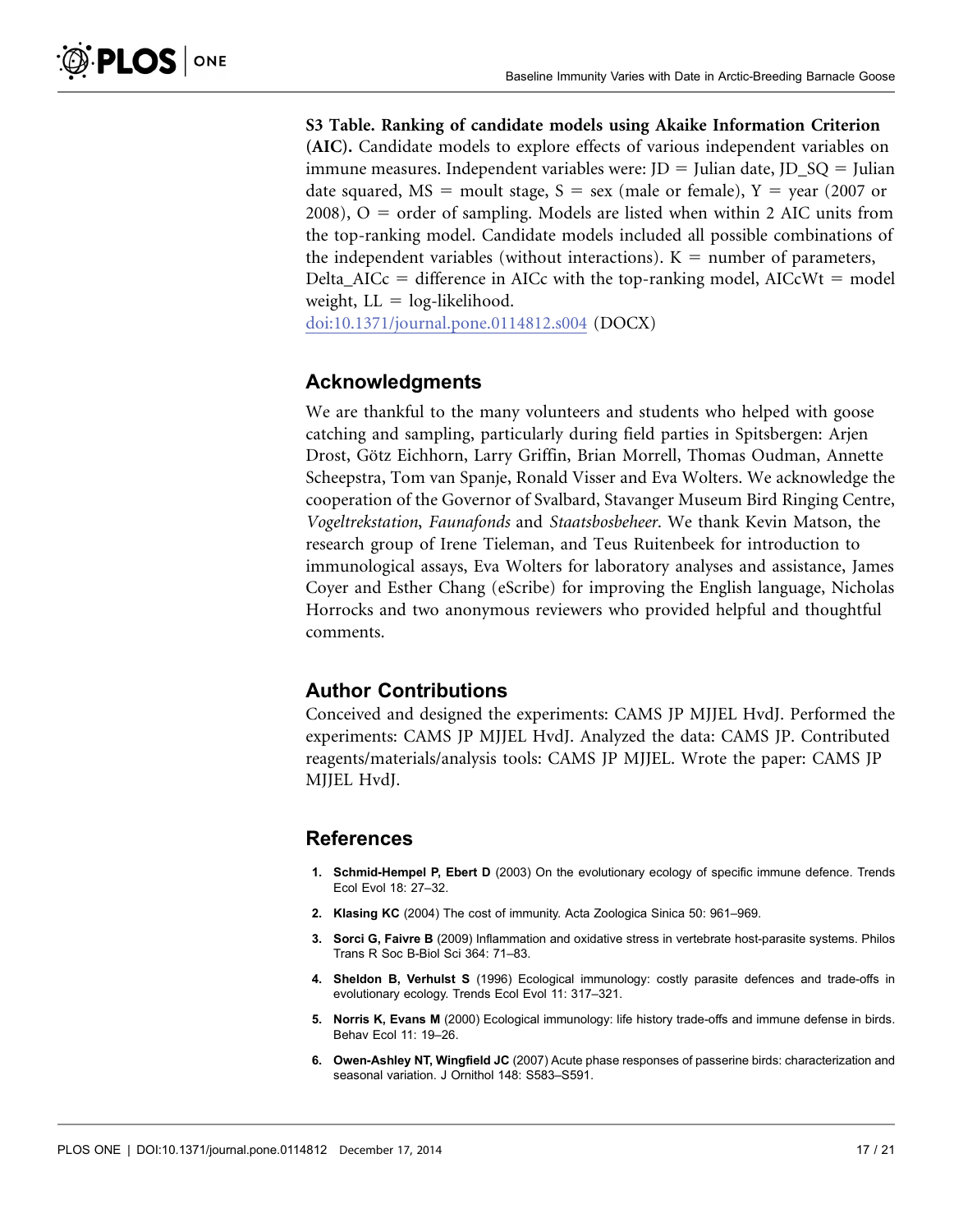**S3 Table. Ranking of candidate models using Akaike Information Criterion (AIC).** Candidate models to explore effects of various independent variables on immune measures. Independent variables were: JD = Julian date, JD_SQ = Julian date squared, MS = moult stage, S = sex (male or female), Y = year (2007 or 2008), O = order of sampling. Models are listed when within 2 AIC units from the top-ranking model. Candidate models included all possible combinations of the independent variables (without interactions). K = number of parameters, Delta_AICc = difference in AICc with the top-ranking model, AICcWt = model weight, LL = log-likelihood.
doi:10.1371/journal.pone.0114812.s004 (DOCX)

## Acknowledgments

We are thankful to the many volunteers and students who helped with goose catching and sampling, particularly during field parties in Spitsbergen: Arjen Drost, Götz Eichhorn, Larry Griffin, Brian Morrell, Thomas Oudman, Annette Scheepstra, Tom van Spanje, Ronald Visser and Eva Wolters. We acknowledge the cooperation of the Governor of Svalbard, Stavanger Museum Bird Ringing Centre, *Vogeltrekstation*, *Faunafonds* and *Staatsbosbeheer*. We thank Kevin Matson, the research group of Irene Tieleman, and Teus Ruitenbeek for introduction to immunological assays, Eva Wolters for laboratory analyses and assistance, James Coyer and Esther Chang (eScribe) for improving the English language, Nicholas Horrocks and two anonymous reviewers who provided helpful and thoughtful comments.

## Author Contributions

Conceived and designed the experiments: CAMS JP MJJEL HvdJ. Performed the experiments: CAMS JP MJJEL HvdJ. Analyzed the data: CAMS JP. Contributed reagents/materials/analysis tools: CAMS JP MJJEL. Wrote the paper: CAMS JP MJJEL HvdJ.

## References

1. **Schmid-Hempel P, Ebert D** (2003) On the evolutionary ecology of specific immune defence. Trends Ecol Evol 18: 27–32.
2. **Klasing KC** (2004) The cost of immunity. Acta Zoologica Sinica 50: 961–969.
3. **Sorci G, Faivre B** (2009) Inflammation and oxidative stress in vertebrate host-parasite systems. Philos Trans R Soc B-Biol Sci 364: 71–83.
4. **Sheldon B, Verhulst S** (1996) Ecological immunology: costly parasite defences and trade-offs in evolutionary ecology. Trends Ecol Evol 11: 317–321.
5. **Norris K, Evans M** (2000) Ecological immunology: life history trade-offs and immune defense in birds. Behav Ecol 11: 19–26.
6. **Owen-Ashley NT, Wingfield JC** (2007) Acute phase responses of passerine birds: characterization and seasonal variation. J Ornithol 148: S583–S591.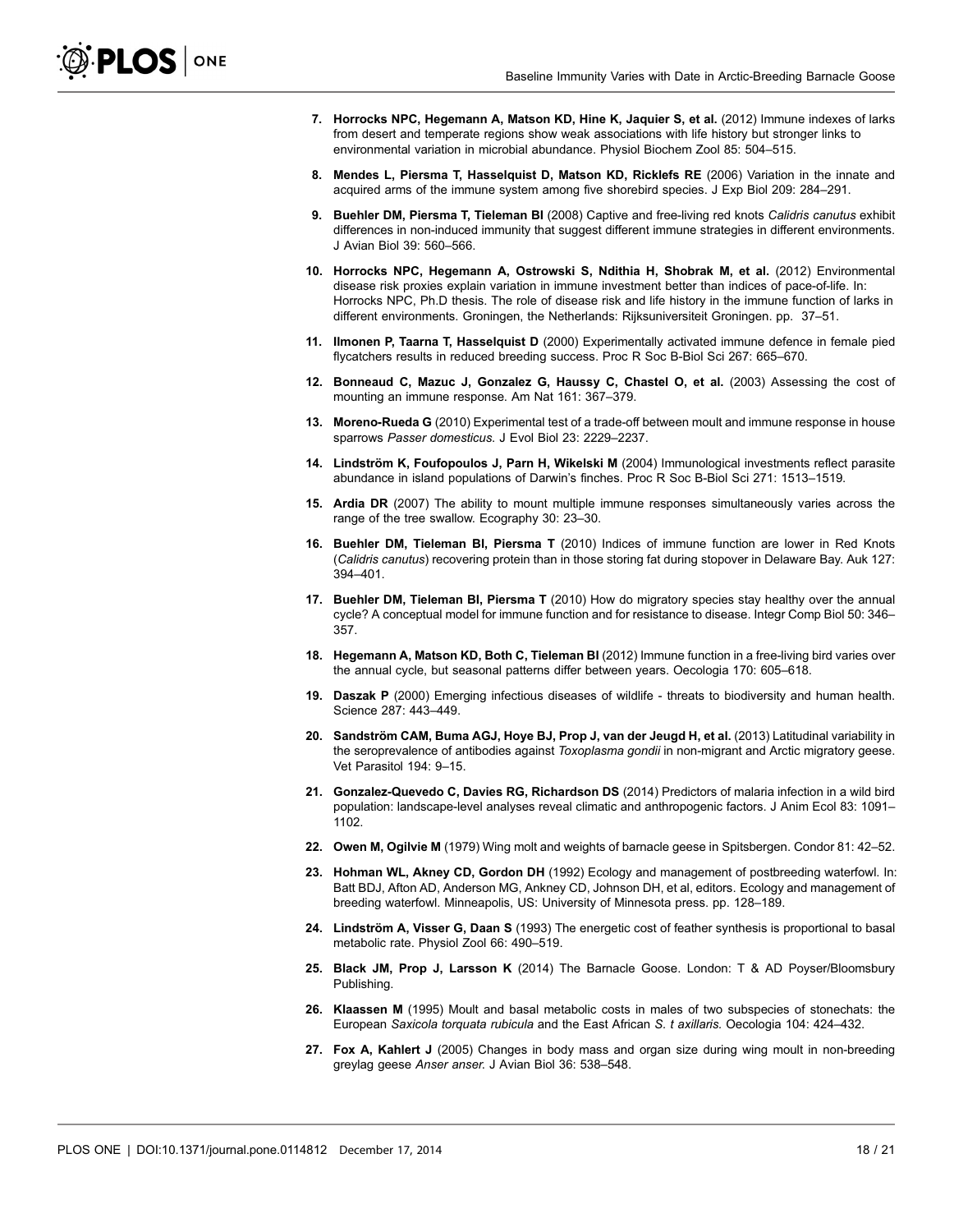7. **Horrocks NPC, Hegemann A, Matson KD, Hine K, Jaquier S, et al.** (2012) Immune indexes of larks from desert and temperate regions show weak associations with life history but stronger links to environmental variation in microbial abundance. Physiol Biochem Zool 85: 504–515.

8. **Mendes L, Piersma T, Hasselquist D, Matson KD, Ricklefs RE** (2006) Variation in the innate and acquired arms of the immune system among five shorebird species. J Exp Biol 209: 284–291.

9. **Buehler DM, Piersma T, Tieleman BI** (2008) Captive and free-living red knots *Calidris canutus* exhibit differences in non-induced immunity that suggest different immune strategies in different environments. J Avian Biol 39: 560–566.

10. **Horrocks NPC, Hegemann A, Ostrowski S, Ndithia H, Shobrak M, et al.** (2012) Environmental disease risk proxies explain variation in immune investment better than indices of pace-of-life. In: Horrocks NPC, Ph.D thesis. The role of disease risk and life history in the immune function of larks in different environments. Groningen, the Netherlands: Rijksuniversiteit Groningen. pp. 37–51.

11. **Ilmonen P, Taarna T, Hasselquist D** (2000) Experimentally activated immune defence in female pied flycatchers results in reduced breeding success. Proc R Soc B-Biol Sci 267: 665–670.

12. **Bonneaud C, Mazuc J, Gonzalez G, Haussy C, Chastel O, et al.** (2003) Assessing the cost of mounting an immune response. Am Nat 161: 367–379.

13. **Moreno-Rueda G** (2010) Experimental test of a trade-off between moult and immune response in house sparrows *Passer domesticus*. J Evol Biol 23: 2229–2237.

14. **Lindström K, Foufopoulos J, Parn H, Wikelski M** (2004) Immunological investments reflect parasite abundance in island populations of Darwin's finches. Proc R Soc B-Biol Sci 271: 1513–1519.

15. **Ardia DR** (2007) The ability to mount multiple immune responses simultaneously varies across the range of the tree swallow. Ecography 30: 23–30.

16. **Buehler DM, Tieleman BI, Piersma T** (2010) Indices of immune function are lower in Red Knots (*Calidris canutus*) recovering protein than in those storing fat during stopover in Delaware Bay. Auk 127: 394–401.

17. **Buehler DM, Tieleman BI, Piersma T** (2010) How do migratory species stay healthy over the annual cycle? A conceptual model for immune function and for resistance to disease. Integr Comp Biol 50: 346–357.

18. **Hegemann A, Matson KD, Both C, Tieleman BI** (2012) Immune function in a free-living bird varies over the annual cycle, but seasonal patterns differ between years. Oecologia 170: 605–618.

19. **Daszak P** (2000) Emerging infectious diseases of wildlife - threats to biodiversity and human health. Science 287: 443–449.

20. **Sandström CAM, Buma AGJ, Hoye BJ, Prop J, van der Jeugd H, et al.** (2013) Latitudinal variability in the seroprevalence of antibodies against *Toxoplasma gondii* in non-migrant and Arctic migratory geese. Vet Parasitol 194: 9–15.

21. **Gonzalez-Quevedo C, Davies RG, Richardson DS** (2014) Predictors of malaria infection in a wild bird population: landscape-level analyses reveal climatic and anthropogenic factors. J Anim Ecol 83: 1091–1102.

22. **Owen M, Ogilvie M** (1979) Wing molt and weights of barnacle geese in Spitsbergen. Condor 81: 42–52.

23. **Hohman WL, Akney CD, Gordon DH** (1992) Ecology and management of postbreeding waterfowl. In: Batt BDJ, Afton AD, Anderson MG, Ankney CD, Johnson DH, et al, editors. Ecology and management of breeding waterfowl. Minneapolis, US: University of Minnesota press. pp. 128–189.

24. **Lindström A, Visser G, Daan S** (1993) The energetic cost of feather synthesis is proportional to basal metabolic rate. Physiol Zool 66: 490–519.

25. **Black JM, Prop J, Larsson K** (2014) The Barnacle Goose. London: T & AD Poyser/Bloomsbury Publishing.

26. **Klaassen M** (1995) Moult and basal metabolic costs in males of two subspecies of stonechats: the European *Saxicola torquata rubicula* and the East African *S. t axillaris*. Oecologia 104: 424–432.

27. **Fox A, Kahlert J** (2005) Changes in body mass and organ size during wing moult in non-breeding greylag geese *Anser anser*. J Avian Biol 36: 538–548.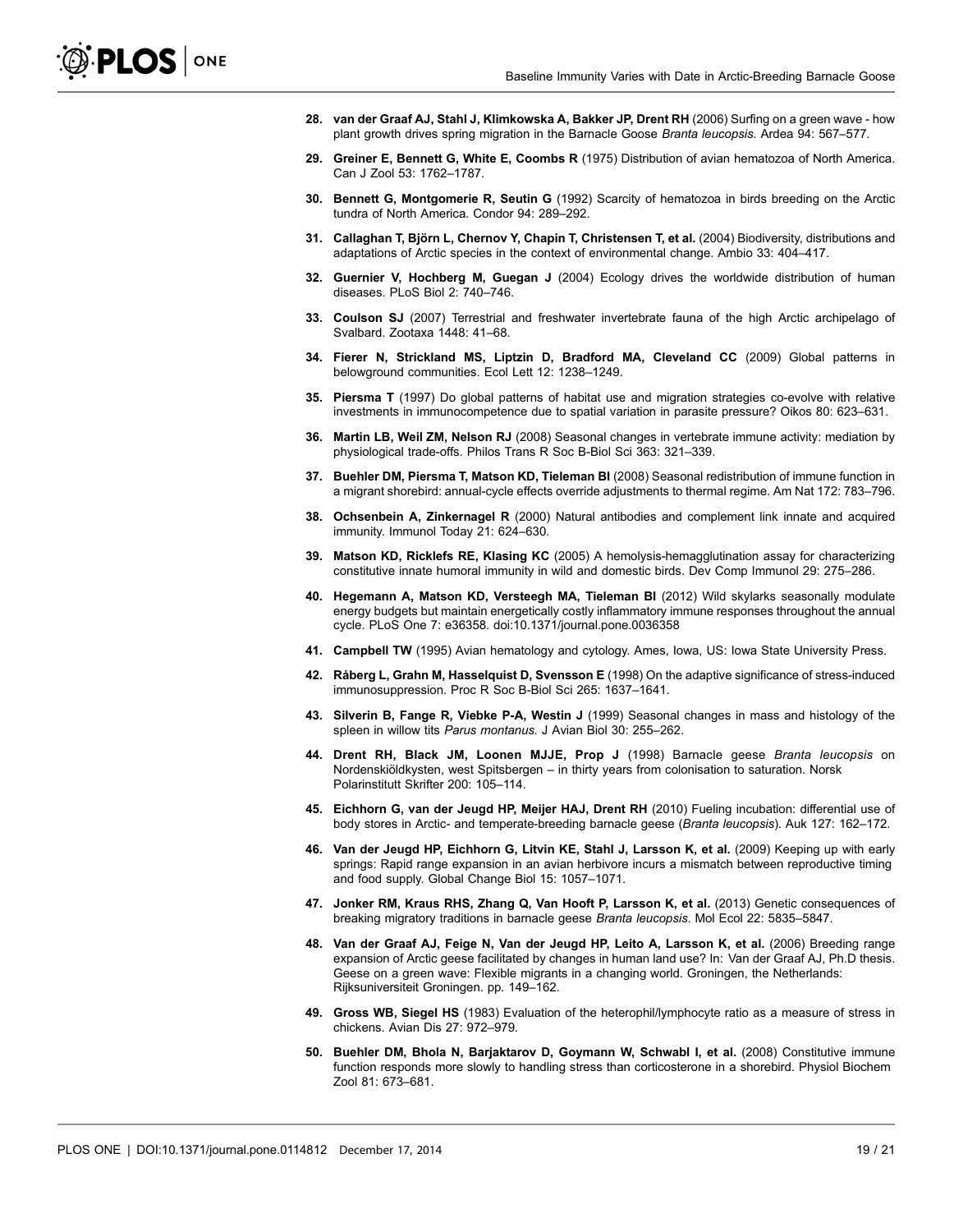28. **van der Graaf AJ, Stahl J, Klimkowska A, Bakker JP, Drent RH** (2006) Surfing on a green wave - how plant growth drives spring migration in the Barnacle Goose *Branta leucopsis*. Ardea 94: 567–577.

29. **Greiner E, Bennett G, White E, Coombs R** (1975) Distribution of avian hematozoa of North America. Can J Zool 53: 1762–1787.

30. **Bennett G, Montgomerie R, Seutin G** (1992) Scarcity of hematozoa in birds breeding on the Arctic tundra of North America. Condor 94: 289–292.

31. **Callaghan T, Björn L, Chernov Y, Chapin T, Christensen T, et al.** (2004) Biodiversity, distributions and adaptations of Arctic species in the context of environmental change. Ambio 33: 404–417.

32. **Guernier V, Hochberg M, Guegan J** (2004) Ecology drives the worldwide distribution of human diseases. PLoS Biol 2: 740–746.

33. **Coulson SJ** (2007) Terrestrial and freshwater invertebrate fauna of the high Arctic archipelago of Svalbard. Zootaxa 1448: 41–68.

34. **Fierer N, Strickland MS, Liptzin D, Bradford MA, Cleveland CC** (2009) Global patterns in belowground communities. Ecol Lett 12: 1238–1249.

35. **Piersma T** (1997) Do global patterns of habitat use and migration strategies co-evolve with relative investments in immunocompetence due to spatial variation in parasite pressure? Oikos 80: 623–631.

36. **Martin LB, Weil ZM, Nelson RJ** (2008) Seasonal changes in vertebrate immune activity: mediation by physiological trade-offs. Philos Trans R Soc B-Biol Sci 363: 321–339.

37. **Buehler DM, Piersma T, Matson KD, Tieleman BI** (2008) Seasonal redistribution of immune function in a migrant shorebird: annual-cycle effects override adjustments to thermal regime. Am Nat 172: 783–796.

38. **Ochsenbein A, Zinkernagel R** (2000) Natural antibodies and complement link innate and acquired immunity. Immunol Today 21: 624–630.

39. **Matson KD, Ricklefs RE, Klasing KC** (2005) A hemolysis-hemagglutination assay for characterizing constitutive innate humoral immunity in wild and domestic birds. Dev Comp Immunol 29: 275–286.

40. **Hegemann A, Matson KD, Versteegh MA, Tieleman BI** (2012) Wild skylarks seasonally modulate energy budgets but maintain energetically costly inflammatory immune responses throughout the annual cycle. PLoS One 7: e36358. doi:10.1371/journal.pone.0036358

41. **Campbell TW** (1995) Avian hematology and cytology. Ames, Iowa, US: Iowa State University Press.

42. **Råberg L, Grahn M, Hasselquist D, Svensson E** (1998) On the adaptive significance of stress-induced immunosuppression. Proc R Soc B-Biol Sci 265: 1637–1641.

43. **Silverin B, Fange R, Viebke P-A, Westin J** (1999) Seasonal changes in mass and histology of the spleen in willow tits *Parus montanus*. J Avian Biol 30: 255–262.

44. **Drent RH, Black JM, Loonen MJJE, Prop J** (1998) Barnacle geese *Branta leucopsis* on Nordenskiöldkysten, west Spitsbergen – in thirty years from colonisation to saturation. Norsk Polarinstitutt Skrifter 200: 105–114.

45. **Eichhorn G, van der Jeugd HP, Meijer HAJ, Drent RH** (2010) Fueling incubation: differential use of body stores in Arctic- and temperate-breeding barnacle geese (*Branta leucopsis*). Auk 127: 162–172.

46. **Van der Jeugd HP, Eichhorn G, Litvin KE, Stahl J, Larsson K, et al.** (2009) Keeping up with early springs: Rapid range expansion in an avian herbivore incurs a mismatch between reproductive timing and food supply. Global Change Biol 15: 1057–1071.

47. **Jonker RM, Kraus RHS, Zhang Q, Van Hooft P, Larsson K, et al.** (2013) Genetic consequences of breaking migratory traditions in barnacle geese *Branta leucopsis*. Mol Ecol 22: 5835–5847.

48. **Van der Graaf AJ, Feige N, Van der Jeugd HP, Leito A, Larsson K, et al.** (2006) Breeding range expansion of Arctic geese facilitated by changes in human land use? In: Van der Graaf AJ, Ph.D thesis. Geese on a green wave: Flexible migrants in a changing world. Groningen, the Netherlands: Rijksuniversiteit Groningen. pp. 149–162.

49. **Gross WB, Siegel HS** (1983) Evaluation of the heterophil/lymphocyte ratio as a measure of stress in chickens. Avian Dis 27: 972–979.

50. **Buehler DM, Bhola N, Barjaktarov D, Goymann W, Schwabl I, et al.** (2008) Constitutive immune function responds more slowly to handling stress than corticosterone in a shorebird. Physiol Biochem Zool 81: 673–681.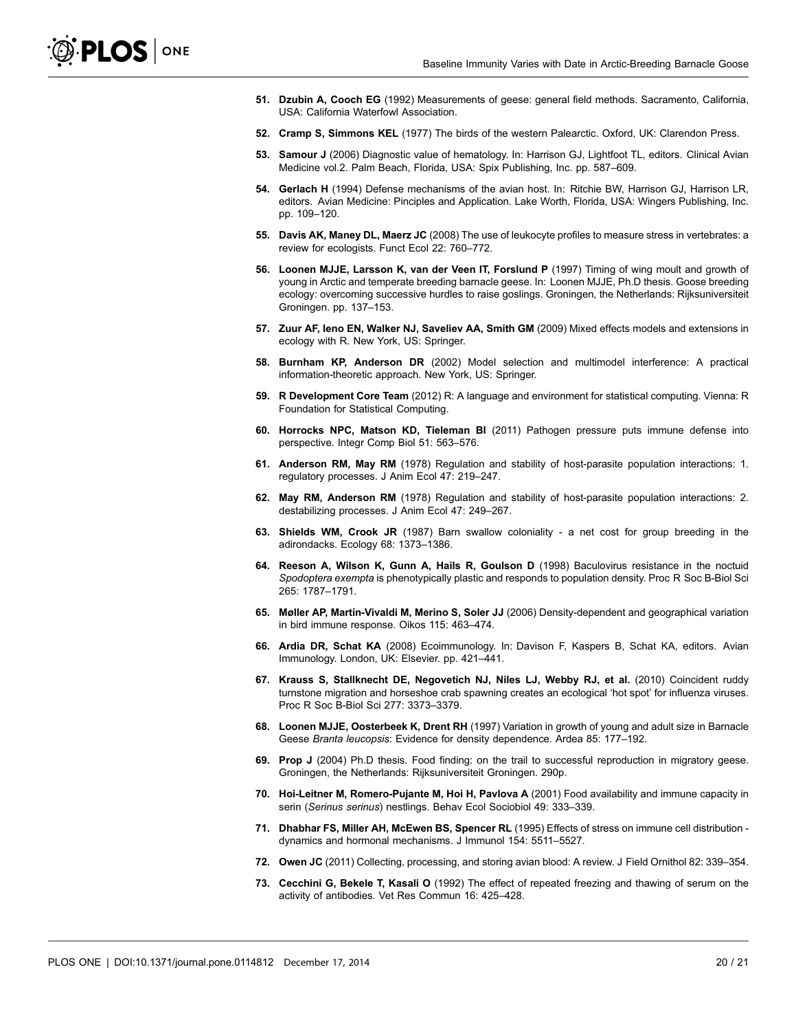51. **Dzubin A, Cooch EG** (1992) Measurements of geese: general field methods. Sacramento, California, USA: California Waterfowl Association.

52. **Cramp S, Simmons KEL** (1977) The birds of the western Palearctic. Oxford, UK: Clarendon Press.

53. **Samour J** (2006) Diagnostic value of hematology. In: Harrison GJ, Lightfoot TL, editors. Clinical Avian Medicine vol.2. Palm Beach, Florida, USA: Spix Publishing, Inc. pp. 587–609.

54. **Gerlach H** (1994) Defense mechanisms of the avian host. In: Ritchie BW, Harrison GJ, Harrison LR, editors. Avian Medicine: Pinciples and Application. Lake Worth, Florida, USA: Wingers Publishing, Inc. pp. 109–120.

55. **Davis AK, Maney DL, Maerz JC** (2008) The use of leukocyte profiles to measure stress in vertebrates: a review for ecologists. Funct Ecol 22: 760–772.

56. **Loonen MJJE, Larsson K, van der Veen IT, Forslund P** (1997) Timing of wing moult and growth of young in Arctic and temperate breeding barnacle geese. In: Loonen MJJE, Ph.D thesis. Goose breeding ecology: overcoming successive hurdles to raise goslings. Groningen, the Netherlands: Rijksuniversiteit Groningen. pp. 137–153.

57. **Zuur AF, Ieno EN, Walker NJ, Saveliev AA, Smith GM** (2009) Mixed effects models and extensions in ecology with R. New York, US: Springer.

58. **Burnham KP, Anderson DR** (2002) Model selection and multimodel interference: A practical information-theoretic approach. New York, US: Springer.

59. **R Development Core Team** (2012) R: A language and environment for statistical computing. Vienna: R Foundation for Statistical Computing.

60. **Horrocks NPC, Matson KD, Tieleman BI** (2011) Pathogen pressure puts immune defense into perspective. Integr Comp Biol 51: 563–576.

61. **Anderson RM, May RM** (1978) Regulation and stability of host-parasite population interactions: 1. regulatory processes. J Anim Ecol 47: 219–247.

62. **May RM, Anderson RM** (1978) Regulation and stability of host-parasite population interactions: 2. destabilizing processes. J Anim Ecol 47: 249–267.

63. **Shields WM, Crook JR** (1987) Barn swallow coloniality - a net cost for group breeding in the adirondacks. Ecology 68: 1373–1386.

64. **Reeson A, Wilson K, Gunn A, Hails R, Goulson D** (1998) Baculovirus resistance in the noctuid *Spodoptera exempta* is phenotypically plastic and responds to population density. Proc R Soc B-Biol Sci 265: 1787–1791.

65. **Møller AP, Martín-Vivaldi M, Merino S, Soler JJ** (2006) Density-dependent and geographical variation in bird immune response. Oikos 115: 463–474.

66. **Ardia DR, Schat KA** (2008) Ecoimmunology. In: Davison F, Kaspers B, Schat KA, editors. Avian Immunology. London, UK: Elsevier. pp. 421–441.

67. **Krauss S, Stallknecht DE, Negovetich NJ, Niles LJ, Webby RJ, et al.** (2010) Coincident ruddy turnstone migration and horseshoe crab spawning creates an ecological 'hot spot' for influenza viruses. Proc R Soc B-Biol Sci 277: 3373–3379.

68. **Loonen MJJE, Oosterbeek K, Drent RH** (1997) Variation in growth of young and adult size in Barnacle Geese *Branta leucopsis*: Evidence for density dependence. Ardea 85: 177–192.

69. **Prop J** (2004) Ph.D thesis. Food finding: on the trail to successful reproduction in migratory geese. Groningen, the Netherlands: Rijksuniversiteit Groningen. 290p.

70. **Hoi-Leitner M, Romero-Pujante M, Hoi H, Pavlova A** (2001) Food availability and immune capacity in serin (*Serinus serinus*) nestlings. Behav Ecol Sociobiol 49: 333–339.

71. **Dhabhar FS, Miller AH, McEwen BS, Spencer RL** (1995) Effects of stress on immune cell distribution - dynamics and hormonal mechanisms. J Immunol 154: 5511–5527.

72. **Owen JC** (2011) Collecting, processing, and storing avian blood: A review. J Field Ornithol 82: 339–354.

73. **Cecchini G, Bekele T, Kasali O** (1992) The effect of repeated freezing and thawing of serum on the activity of antibodies. Vet Res Commun 16: 425–428.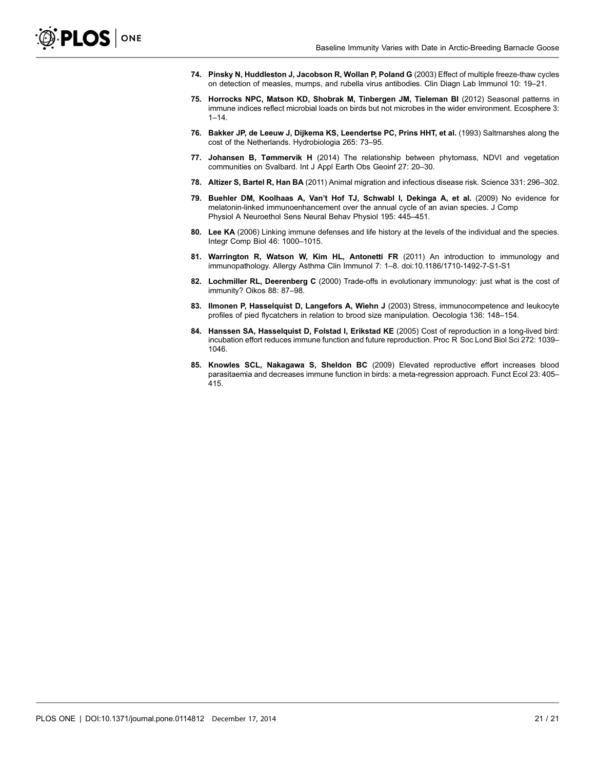74. **Pinsky N, Huddleston J, Jacobson R, Wollan P, Poland G** (2003) Effect of multiple freeze-thaw cycles on detection of measles, mumps, and rubella virus antibodies. Clin Diagn Lab Immunol 10: 19–21.

75. **Horrocks NPC, Matson KD, Shobrak M, Tinbergen JM, Tieleman BI** (2012) Seasonal patterns in immune indices reflect microbial loads on birds but not microbes in the wider environment. Ecosphere 3: 1–14.

76. **Bakker JP, de Leeuw J, Dijkema KS, Leendertse PC, Prins HHT, et al.** (1993) Saltmarshes along the cost of the Netherlands. Hydrobiologia 265: 73–95.

77. **Johansen B, Tømmervik H** (2014) The relationship between phytomass, NDVI and vegetation communities on Svalbard. Int J Appl Earth Obs Geoinf 27: 20–30.

78. **Altizer S, Bartel R, Han BA** (2011) Animal migration and infectious disease risk. Science 331: 296–302.

79. **Buehler DM, Koolhaas A, Van't Hof TJ, Schwabl I, Dekinga A, et al.** (2009) No evidence for melatonin-linked immunoenhancement over the annual cycle of an avian species. J Comp Physiol A Neuroethol Sens Neural Behav Physiol 195: 445–451.

80. **Lee KA** (2006) Linking immune defenses and life history at the levels of the individual and the species. Integr Comp Biol 46: 1000–1015.

81. **Warrington R, Watson W, Kim HL, Antonetti FR** (2011) An introduction to immunology and immunopathology. Allergy Asthma Clin Immunol 7: 1–8. doi:10.1186/1710-1492-7-S1-S1

82. **Lochmiller RL, Deerenberg C** (2000) Trade-offs in evolutionary immunology: just what is the cost of immunity? Oikos 88: 87–98.

83. **Ilmonen P, Hasselquist D, Langefors A, Wiehn J** (2003) Stress, immunocompetence and leukocyte profiles of pied flycatchers in relation to brood size manipulation. Oecologia 136: 148–154.

84. **Hanssen SA, Hasselquist D, Folstad I, Erikstad KE** (2005) Cost of reproduction in a long-lived bird: incubation effort reduces immune function and future reproduction. Proc R Soc Lond Biol Sci 272: 1039–1046.

85. **Knowles SCL, Nakagawa S, Sheldon BC** (2009) Elevated reproductive effort increases blood parasitaemia and decreases immune function in birds: a meta-regression approach. Funct Ecol 23: 405–415.